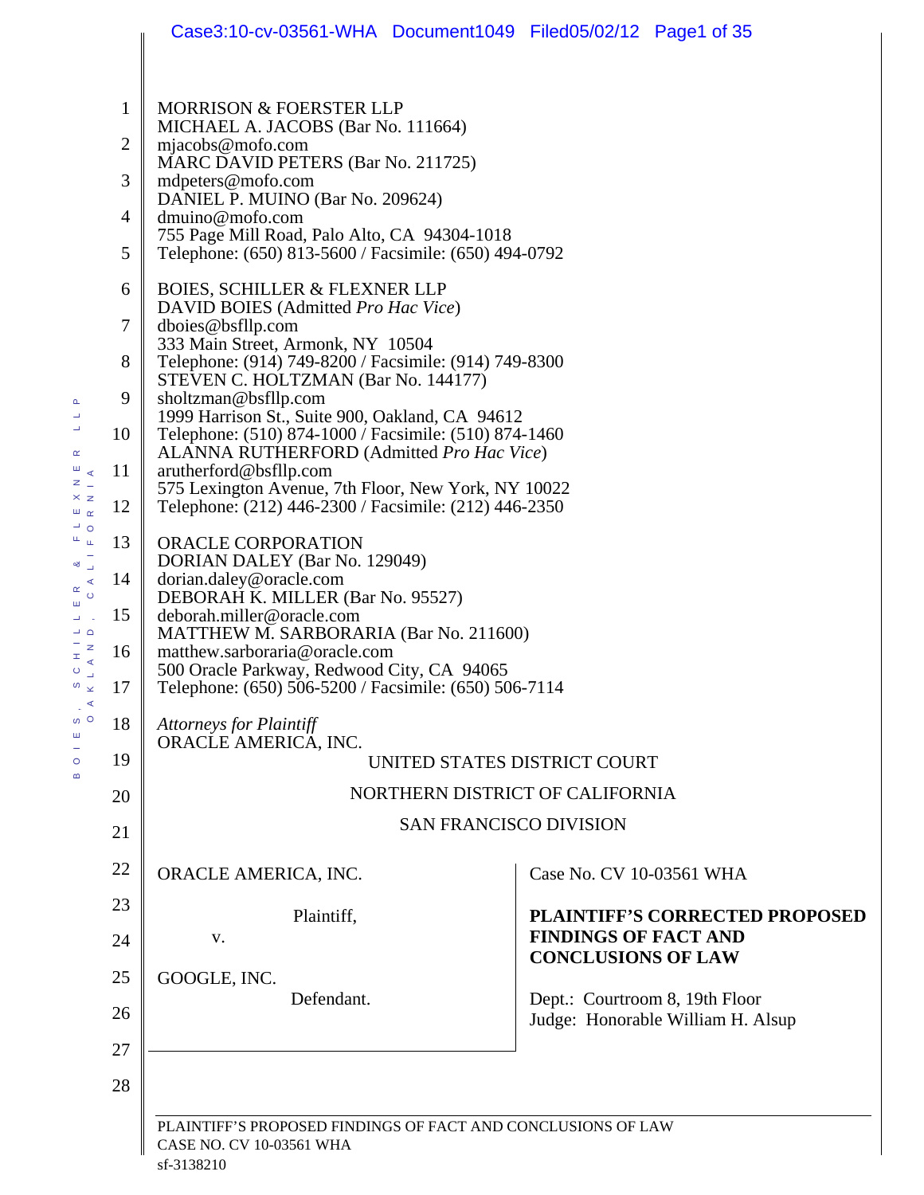MORRISON & FOERSTER LLP
MICHAEL A. JACOBS (Bar No. 111664)
mjacobs@mofo.com
MARC DAVID PETERS (Bar No. 211725)
mdpeters@mofo.com
DANIEL P. MUINO (Bar No. 209624)
dmuino@mofo.com
755 Page Mill Road, Palo Alto, CA 94304-1018
Telephone: (650) 813-5600 / Facsimile: (650) 494-0792

BOIES, SCHILLER & FLEXNER LLP
DAVID BOIES (Admitted *Pro Hac Vice*)
dboies@bsfllp.com
333 Main Street, Armonk, NY 10504
Telephone: (914) 749-8200 / Facsimile: (914) 749-8300
STEVEN C. HOLTZMAN (Bar No. 144177)
sholtzman@bsfllp.com
1999 Harrison St., Suite 900, Oakland, CA 94612
Telephone: (510) 874-1000 / Facsimile: (510) 874-1460
ALANNA RUTHERFORD (Admitted *Pro Hac Vice*)
arutherford@bsfllp.com
575 Lexington Avenue, 7th Floor, New York, NY 10022
Telephone: (212) 446-2300 / Facsimile: (212) 446-2350

ORACLE CORPORATION
DORIAN DALEY (Bar No. 129049)
dorian.daley@oracle.com
DEBORAH K. MILLER (Bar No. 95527)
deborah.miller@oracle.com
MATTHEW M. SARBORARIA (Bar No. 211600)
matthew.sarboraria@oracle.com
500 Oracle Parkway, Redwood City, CA 94065
Telephone: (650) 506-5200 / Facsimile: (650) 506-7114

*Attorneys for Plaintiff*
ORACLE AMERICA, INC.

UNITED STATES DISTRICT COURT

NORTHERN DISTRICT OF CALIFORNIA

SAN FRANCISCO DIVISION

ORACLE AMERICA, INC.

Plaintiff,

v.

GOOGLE, INC.

Defendant.

Case No. CV 10-03561 WHA

**PLAINTIFF'S CORRECTED PROPOSED FINDINGS OF FACT AND CONCLUSIONS OF LAW**

Dept.: Courtroom 8, 19th Floor
Judge: Honorable William H. Alsup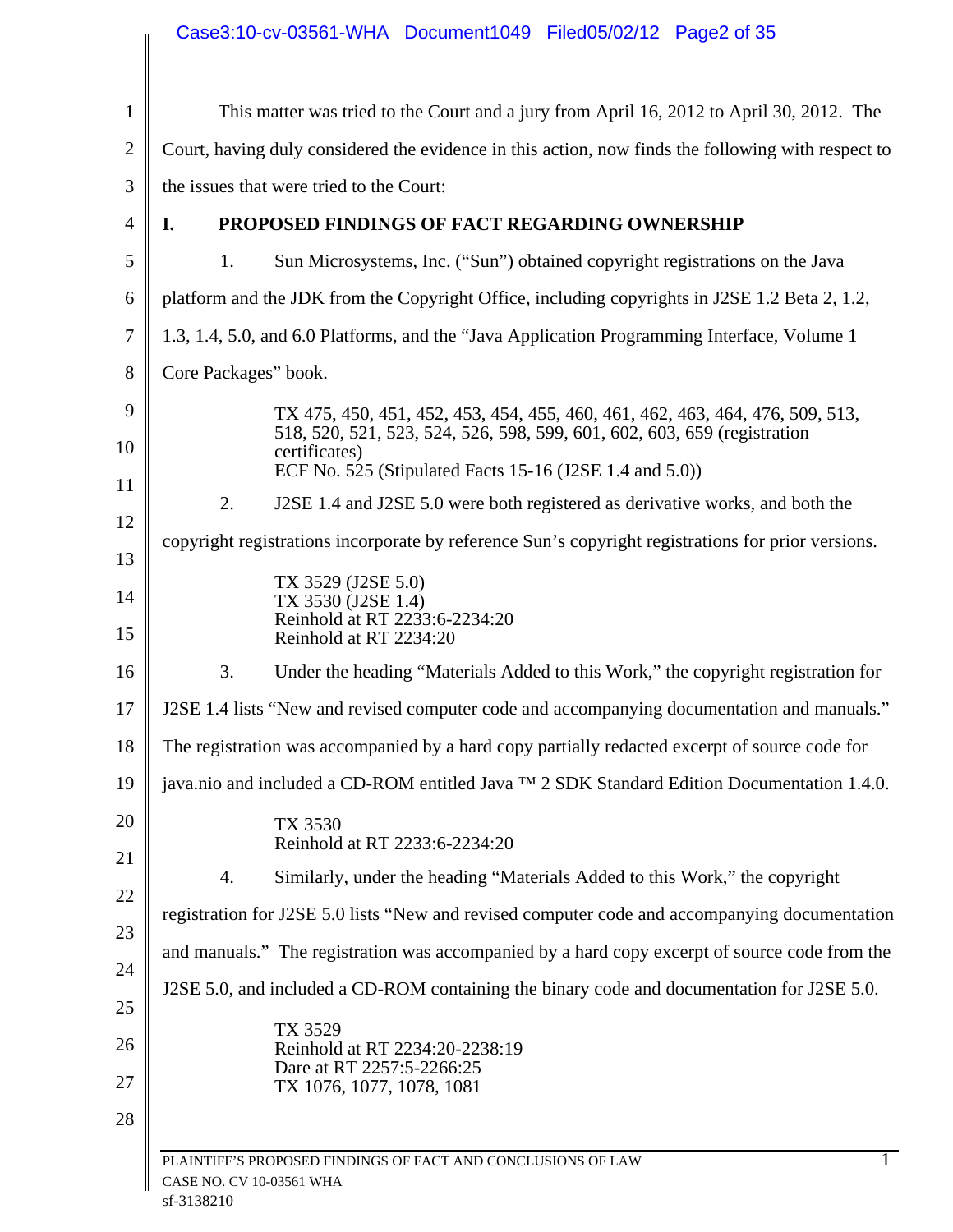This matter was tried to the Court and a jury from April 16, 2012 to April 30, 2012. The Court, having duly considered the evidence in this action, now finds the following with respect to the issues that were tried to the Court:

## I. PROPOSED FINDINGS OF FACT REGARDING OWNERSHIP

1. Sun Microsystems, Inc. ("Sun") obtained copyright registrations on the Java platform and the JDK from the Copyright Office, including copyrights in J2SE 1.2 Beta 2, 1.2, 1.3, 1.4, 5.0, and 6.0 Platforms, and the "Java Application Programming Interface, Volume 1 Core Packages" book.

> TX 475, 450, 451, 452, 453, 454, 455, 460, 461, 462, 463, 464, 476, 509, 513, 518, 520, 521, 523, 524, 526, 598, 599, 601, 602, 603, 659 (registration certificates)
> ECF No. 525 (Stipulated Facts 15-16 (J2SE 1.4 and 5.0))

2. J2SE 1.4 and J2SE 5.0 were both registered as derivative works, and both the copyright registrations incorporate by reference Sun's copyright registrations for prior versions.

> TX 3529 (J2SE 5.0)
> TX 3530 (J2SE 1.4)
> Reinhold at RT 2233:6-2234:20
> Reinhold at RT 2234:20

3. Under the heading "Materials Added to this Work," the copyright registration for J2SE 1.4 lists "New and revised computer code and accompanying documentation and manuals." The registration was accompanied by a hard copy partially redacted excerpt of source code for java.nio and included a CD-ROM entitled Java ™ 2 SDK Standard Edition Documentation 1.4.0.

> TX 3530
> Reinhold at RT 2233:6-2234:20

4. Similarly, under the heading "Materials Added to this Work," the copyright registration for J2SE 5.0 lists "New and revised computer code and accompanying documentation and manuals." The registration was accompanied by a hard copy excerpt of source code from the J2SE 5.0, and included a CD-ROM containing the binary code and documentation for J2SE 5.0.

> TX 3529
> Reinhold at RT 2234:20-2238:19
> Dare at RT 2257:5-2266:25
> TX 1076, 1077, 1078, 1081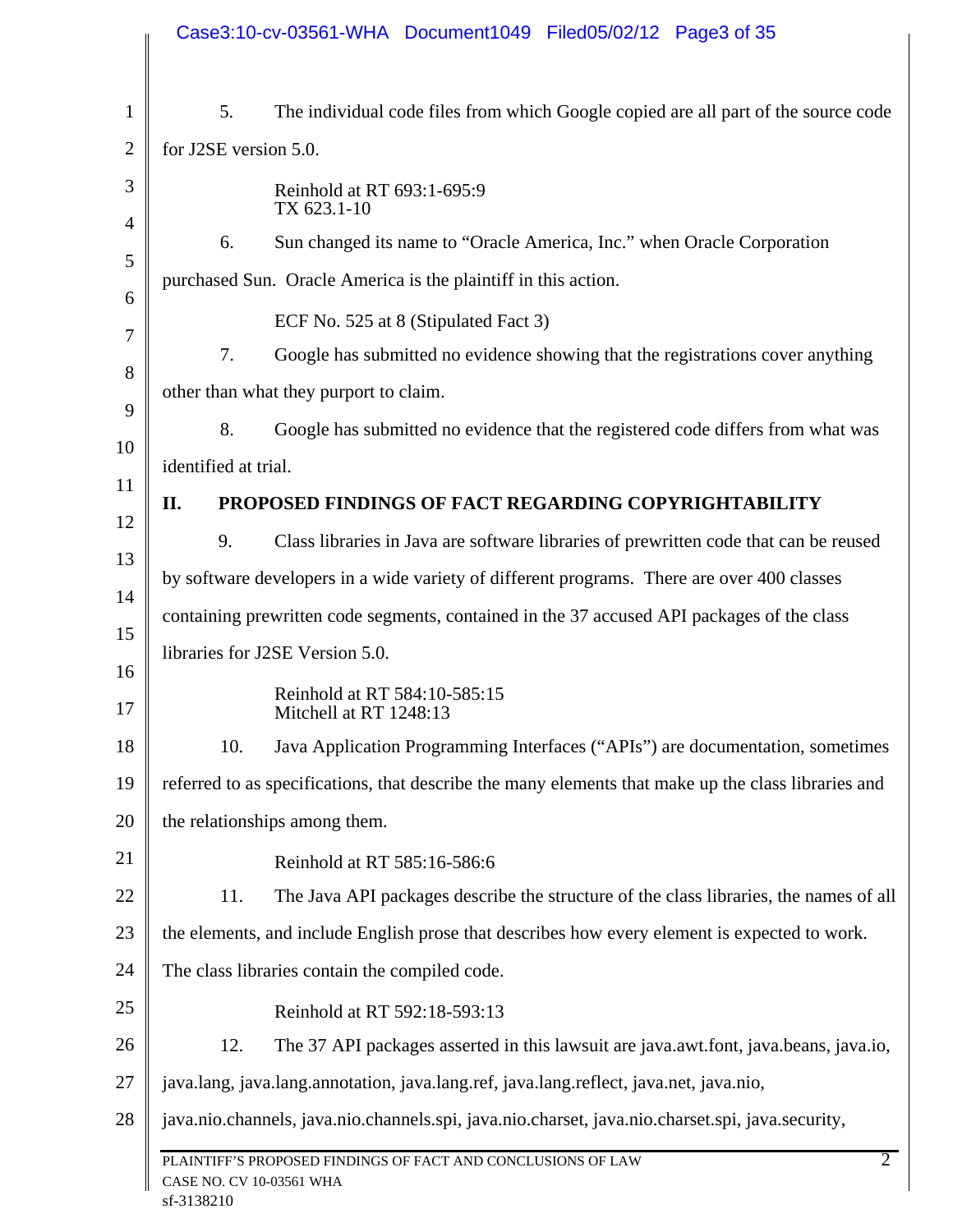5. The individual code files from which Google copied are all part of the source code for J2SE version 5.0.

Reinhold at RT 693:1-695:9
TX 623.1-10

6. Sun changed its name to "Oracle America, Inc." when Oracle Corporation purchased Sun. Oracle America is the plaintiff in this action.

ECF No. 525 at 8 (Stipulated Fact 3)

7. Google has submitted no evidence showing that the registrations cover anything other than what they purport to claim.

8. Google has submitted no evidence that the registered code differs from what was identified at trial.

## II. PROPOSED FINDINGS OF FACT REGARDING COPYRIGHTABILITY

9. Class libraries in Java are software libraries of prewritten code that can be reused by software developers in a wide variety of different programs. There are over 400 classes containing prewritten code segments, contained in the 37 accused API packages of the class libraries for J2SE Version 5.0.

Reinhold at RT 584:10-585:15
Mitchell at RT 1248:13

10. Java Application Programming Interfaces ("APIs") are documentation, sometimes referred to as specifications, that describe the many elements that make up the class libraries and the relationships among them.

Reinhold at RT 585:16-586:6

11. The Java API packages describe the structure of the class libraries, the names of all the elements, and include English prose that describes how every element is expected to work. The class libraries contain the compiled code.

Reinhold at RT 592:18-593:13

12. The 37 API packages asserted in this lawsuit are java.awt.font, java.beans, java.io, java.lang, java.lang.annotation, java.lang.ref, java.lang.reflect, java.net, java.nio, java.nio.channels, java.nio.channels.spi, java.nio.charset, java.nio.charset.spi, java.security,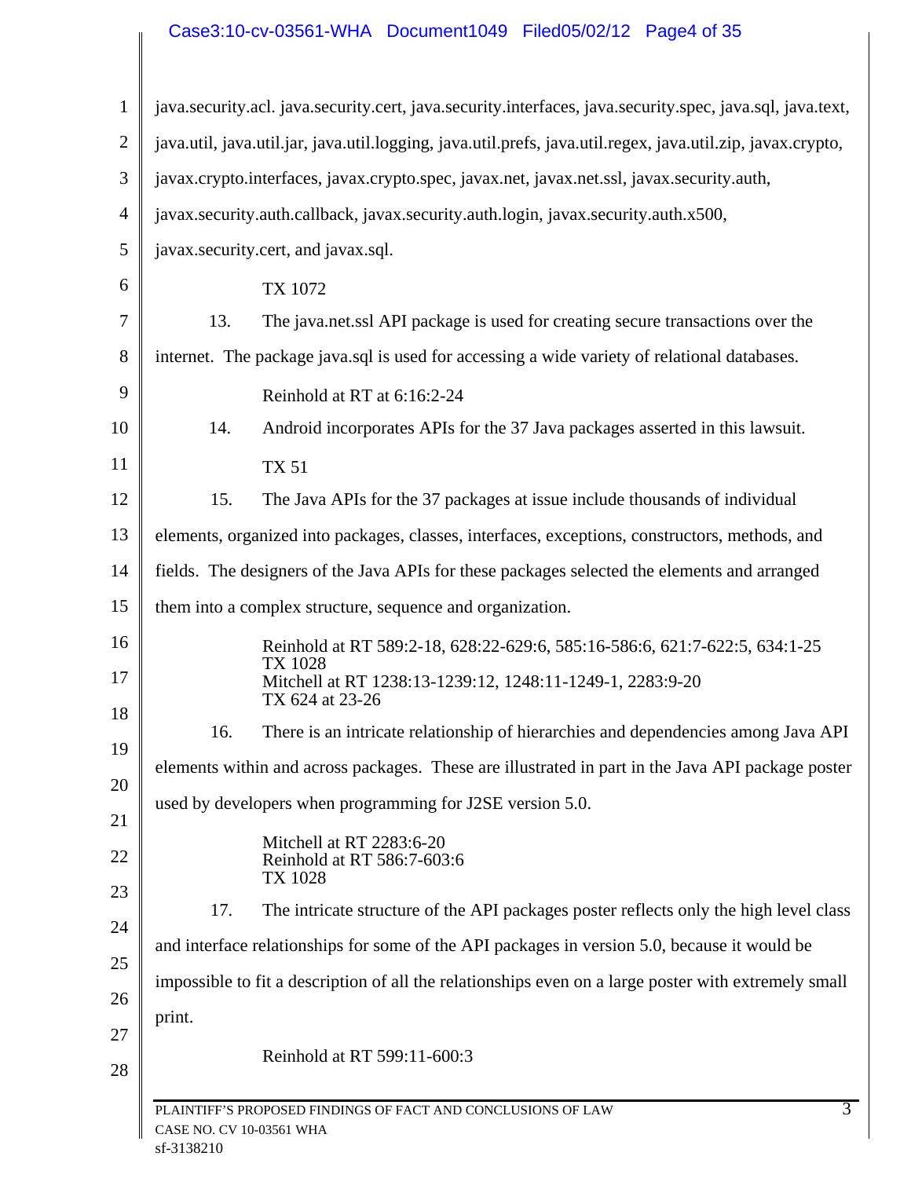java.security.acl. java.security.cert, java.security.interfaces, java.security.spec, java.sql, java.text, java.util, java.util.jar, java.util.logging, java.util.prefs, java.util.regex, java.util.zip, javax.crypto, javax.crypto.interfaces, javax.crypto.spec, javax.net, javax.net.ssl, javax.security.auth, javax.security.auth.callback, javax.security.auth.login, javax.security.auth.x500, javax.security.cert, and javax.sql.

TX 1072

13. The java.net.ssl API package is used for creating secure transactions over the internet. The package java.sql is used for accessing a wide variety of relational databases.

Reinhold at RT at 6:16:2-24

14. Android incorporates APIs for the 37 Java packages asserted in this lawsuit.

TX 51

15. The Java APIs for the 37 packages at issue include thousands of individual elements, organized into packages, classes, interfaces, exceptions, constructors, methods, and fields. The designers of the Java APIs for these packages selected the elements and arranged them into a complex structure, sequence and organization.

Reinhold at RT 589:2-18, 628:22-629:6, 585:16-586:6, 621:7-622:5, 634:1-25
TX 1028
Mitchell at RT 1238:13-1239:12, 1248:11-1249-1, 2283:9-20
TX 624 at 23-26

16. There is an intricate relationship of hierarchies and dependencies among Java API elements within and across packages. These are illustrated in part in the Java API package poster used by developers when programming for J2SE version 5.0.

Mitchell at RT 2283:6-20
Reinhold at RT 586:7-603:6
TX 1028

17. The intricate structure of the API packages poster reflects only the high level class and interface relationships for some of the API packages in version 5.0, because it would be impossible to fit a description of all the relationships even on a large poster with extremely small print.

Reinhold at RT 599:11-600:3

PLAINTIFF'S PROPOSED FINDINGS OF FACT AND CONCLUSIONS OF LAW
CASE NO. CV 10-03561 WHA
sf-3138210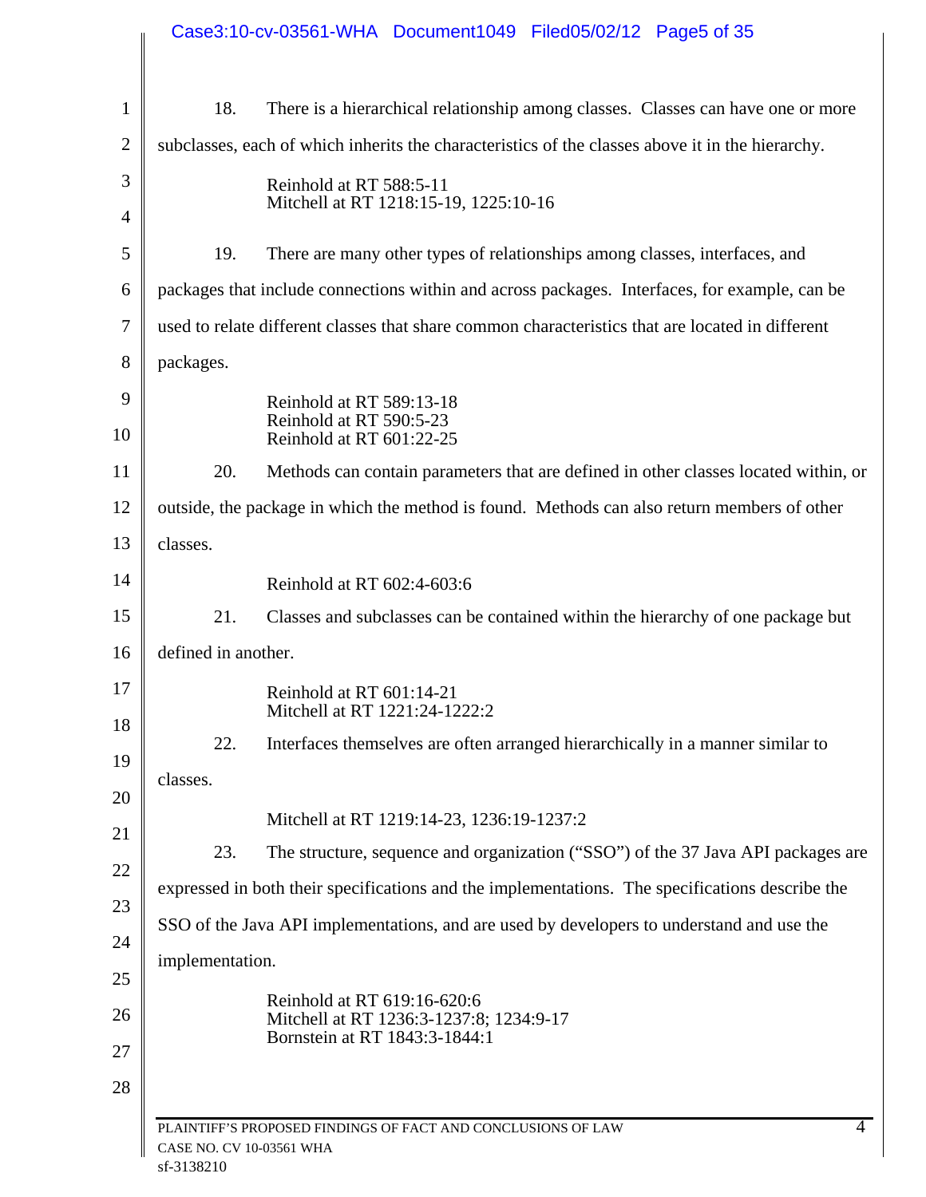18. There is a hierarchical relationship among classes. Classes can have one or more subclasses, each of which inherits the characteristics of the classes above it in the hierarchy.

> Reinhold at RT 588:5-11
> Mitchell at RT 1218:15-19, 1225:10-16

19. There are many other types of relationships among classes, interfaces, and packages that include connections within and across packages. Interfaces, for example, can be used to relate different classes that share common characteristics that are located in different packages.

> Reinhold at RT 589:13-18
> Reinhold at RT 590:5-23
> Reinhold at RT 601:22-25

20. Methods can contain parameters that are defined in other classes located within, or outside, the package in which the method is found. Methods can also return members of other classes.

> Reinhold at RT 602:4-603:6

21. Classes and subclasses can be contained within the hierarchy of one package but defined in another.

> Reinhold at RT 601:14-21
> Mitchell at RT 1221:24-1222:2

22. Interfaces themselves are often arranged hierarchically in a manner similar to classes.

> Mitchell at RT 1219:14-23, 1236:19-1237:2

23. The structure, sequence and organization ("SSO") of the 37 Java API packages are expressed in both their specifications and the implementations. The specifications describe the SSO of the Java API implementations, and are used by developers to understand and use the implementation.

> Reinhold at RT 619:16-620:6
> Mitchell at RT 1236:3-1237:8; 1234:9-17
> Bornstein at RT 1843:3-1844:1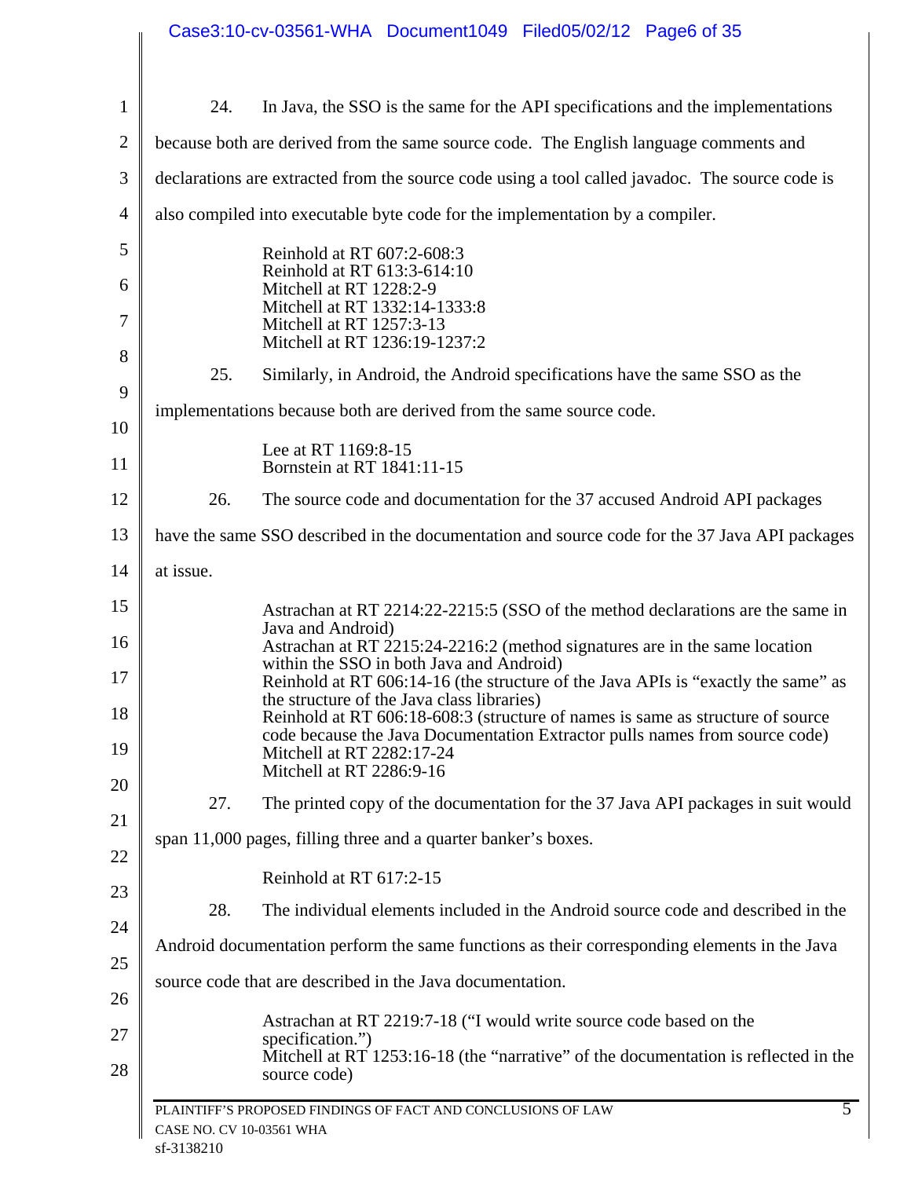24. In Java, the SSO is the same for the API specifications and the implementations because both are derived from the same source code. The English language comments and declarations are extracted from the source code using a tool called javadoc. The source code is also compiled into executable byte code for the implementation by a compiler.

> Reinhold at RT 607:2-608:3
> Reinhold at RT 613:3-614:10
> Mitchell at RT 1228:2-9
> Mitchell at RT 1332:14-1333:8
> Mitchell at RT 1257:3-13
> Mitchell at RT 1236:19-1237:2

25. Similarly, in Android, the Android specifications have the same SSO as the implementations because both are derived from the same source code.

> Lee at RT 1169:8-15
> Bornstein at RT 1841:11-15

26. The source code and documentation for the 37 accused Android API packages have the same SSO described in the documentation and source code for the 37 Java API packages at issue.

> Astrachan at RT 2214:22-2215:5 (SSO of the method declarations are the same in Java and Android)
> Astrachan at RT 2215:24-2216:2 (method signatures are in the same location within the SSO in both Java and Android)
> Reinhold at RT 606:14-16 (the structure of the Java APIs is "exactly the same" as the structure of the Java class libraries)
> Reinhold at RT 606:18-608:3 (structure of names is same as structure of source code because the Java Documentation Extractor pulls names from source code)
> Mitchell at RT 2282:17-24
> Mitchell at RT 2286:9-16

27. The printed copy of the documentation for the 37 Java API packages in suit would span 11,000 pages, filling three and a quarter banker's boxes.

> Reinhold at RT 617:2-15

28. The individual elements included in the Android source code and described in the Android documentation perform the same functions as their corresponding elements in the Java source code that are described in the Java documentation.

> Astrachan at RT 2219:7-18 ("I would write source code based on the specification.")
> Mitchell at RT 1253:16-18 (the "narrative" of the documentation is reflected in the source code)

PLAINTIFF'S PROPOSED FINDINGS OF FACT AND CONCLUSIONS OF LAW
CASE NO. CV 10-03561 WHA
sf-3138210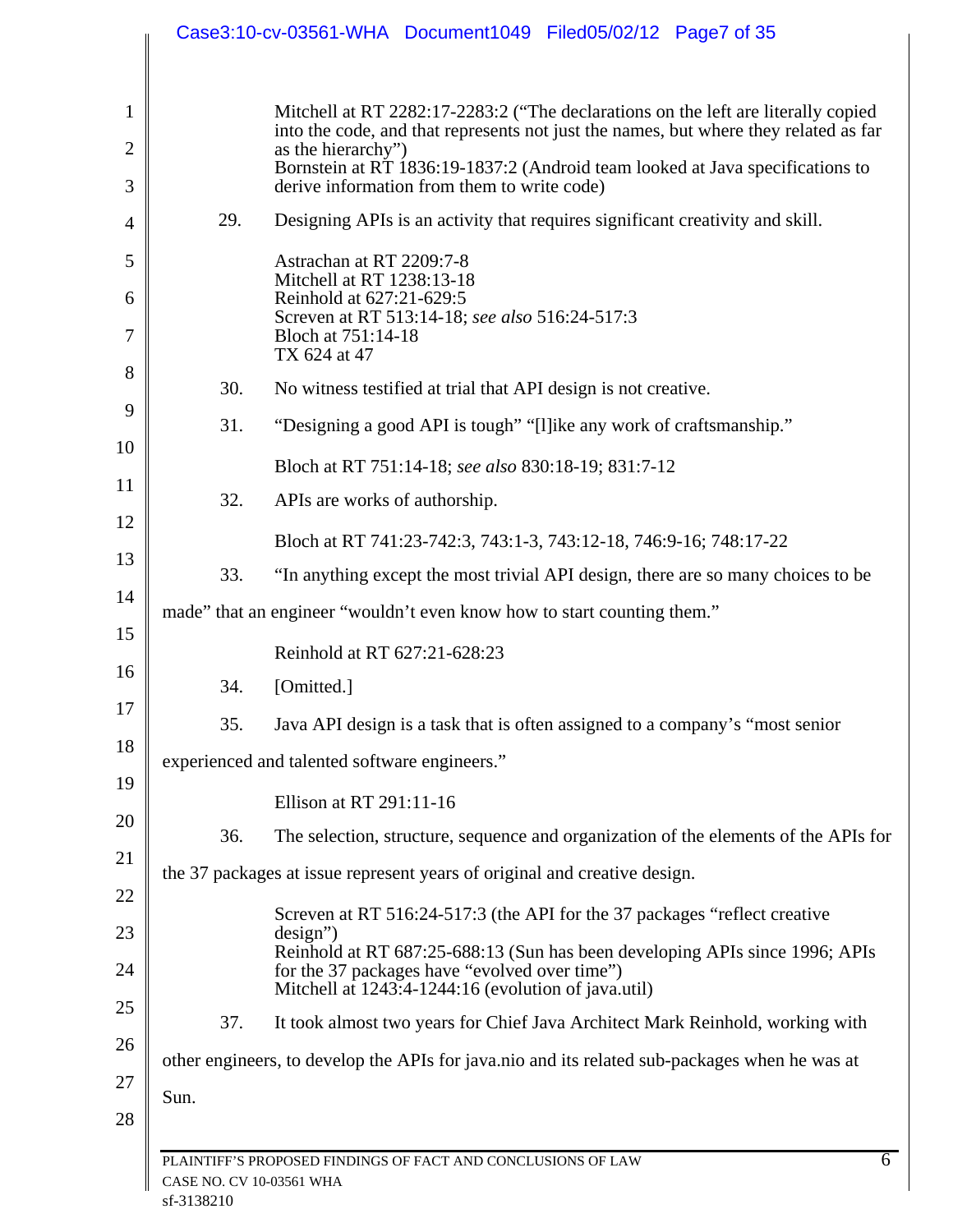Mitchell at RT 2282:17-2283:2 ("The declarations on the left are literally copied into the code, and that represents not just the names, but where they related as far as the hierarchy")
Bornstein at RT 1836:19-1837:2 (Android team looked at Java specifications to derive information from them to write code)

29. Designing APIs is an activity that requires significant creativity and skill.

Astrachan at RT 2209:7-8
Mitchell at RT 1238:13-18
Reinhold at 627:21-629:5
Screven at RT 513:14-18; *see also* 516:24-517:3
Bloch at 751:14-18
TX 624 at 47

30. No witness testified at trial that API design is not creative.

31. "Designing a good API is tough" "[l]ike any work of craftsmanship."

Bloch at RT 751:14-18; *see also* 830:18-19; 831:7-12

32. APIs are works of authorship.

Bloch at RT 741:23-742:3, 743:1-3, 743:12-18, 746:9-16; 748:17-22

33. "In anything except the most trivial API design, there are so many choices to be made" that an engineer "wouldn't even know how to start counting them."

Reinhold at RT 627:21-628:23

34. [Omitted.]

35. Java API design is a task that is often assigned to a company's "most senior experienced and talented software engineers."

Ellison at RT 291:11-16

36. The selection, structure, sequence and organization of the elements of the APIs for the 37 packages at issue represent years of original and creative design.

Screven at RT 516:24-517:3 (the API for the 37 packages "reflect creative design")
Reinhold at RT 687:25-688:13 (Sun has been developing APIs since 1996; APIs for the 37 packages have "evolved over time")
Mitchell at 1243:4-1244:16 (evolution of java.util)

37. It took almost two years for Chief Java Architect Mark Reinhold, working with other engineers, to develop the APIs for java.nio and its related sub-packages when he was at Sun.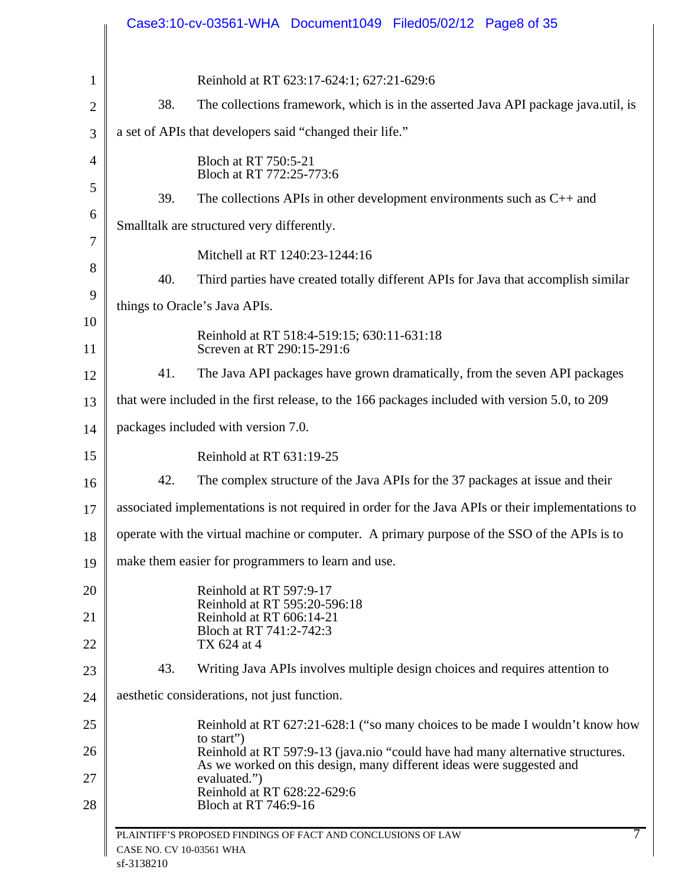Reinhold at RT 623:17-624:1; 627:21-629:6

38. The collections framework, which is in the asserted Java API package java.util, is a set of APIs that developers said "changed their life."

Bloch at RT 750:5-21
Bloch at RT 772:25-773:6

39. The collections APIs in other development environments such as C++ and Smalltalk are structured very differently.

Mitchell at RT 1240:23-1244:16

40. Third parties have created totally different APIs for Java that accomplish similar things to Oracle's Java APIs.

Reinhold at RT 518:4-519:15; 630:11-631:18
Screven at RT 290:15-291:6

41. The Java API packages have grown dramatically, from the seven API packages that were included in the first release, to the 166 packages included with version 5.0, to 209 packages included with version 7.0.

Reinhold at RT 631:19-25

42. The complex structure of the Java APIs for the 37 packages at issue and their associated implementations is not required in order for the Java APIs or their implementations to operate with the virtual machine or computer. A primary purpose of the SSO of the APIs is to make them easier for programmers to learn and use.

Reinhold at RT 597:9-17
Reinhold at RT 595:20-596:18
Reinhold at RT 606:14-21
Bloch at RT 741:2-742:3
TX 624 at 4

43. Writing Java APIs involves multiple design choices and requires attention to aesthetic considerations, not just function.

Reinhold at RT 627:21-628:1 ("so many choices to be made I wouldn't know how to start")
Reinhold at RT 597:9-13 (java.nio "could have had many alternative structures. As we worked on this design, many different ideas were suggested and evaluated.")
Reinhold at RT 628:22-629:6
Bloch at RT 746:9-16

PLAINTIFF'S PROPOSED FINDINGS OF FACT AND CONCLUSIONS OF LAW
CASE NO. CV 10-03561 WHA
sf-3138210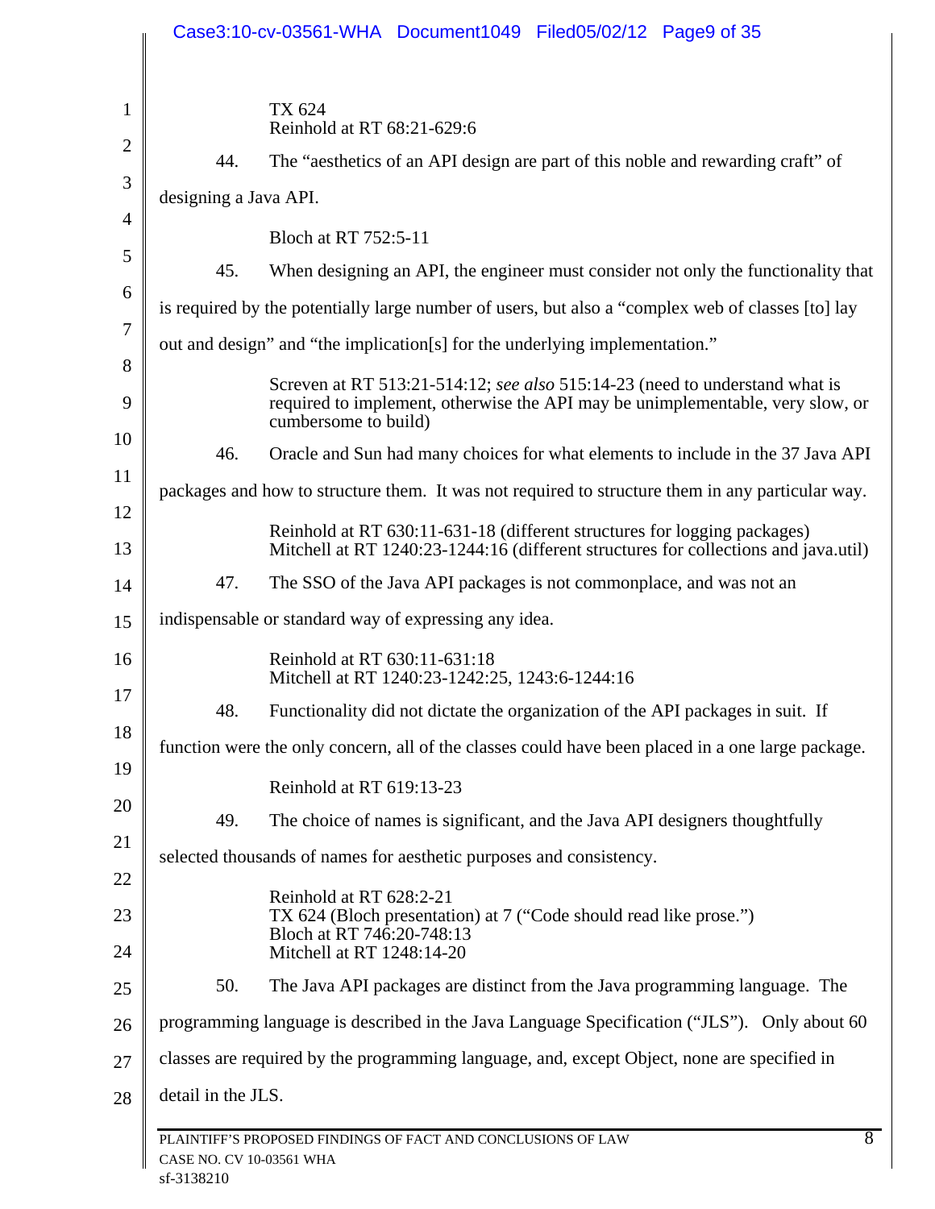TX 624
Reinhold at RT 68:21-629:6

44. The "aesthetics of an API design are part of this noble and rewarding craft" of designing a Java API.

Bloch at RT 752:5-11

45. When designing an API, the engineer must consider not only the functionality that is required by the potentially large number of users, but also a "complex web of classes [to] lay out and design" and "the implication[s] for the underlying implementation."

Screven at RT 513:21-514:12; *see also* 515:14-23 (need to understand what is required to implement, otherwise the API may be unimplementable, very slow, or cumbersome to build)

46. Oracle and Sun had many choices for what elements to include in the 37 Java API packages and how to structure them. It was not required to structure them in any particular way.

Reinhold at RT 630:11-631-18 (different structures for logging packages)
Mitchell at RT 1240:23-1244:16 (different structures for collections and java.util)

47. The SSO of the Java API packages is not commonplace, and was not an indispensable or standard way of expressing any idea.

Reinhold at RT 630:11-631:18
Mitchell at RT 1240:23-1242:25, 1243:6-1244:16

48. Functionality did not dictate the organization of the API packages in suit. If function were the only concern, all of the classes could have been placed in a one large package.

Reinhold at RT 619:13-23

49. The choice of names is significant, and the Java API designers thoughtfully selected thousands of names for aesthetic purposes and consistency.

Reinhold at RT 628:2-21
TX 624 (Bloch presentation) at 7 ("Code should read like prose.")
Bloch at RT 746:20-748:13
Mitchell at RT 1248:14-20

50. The Java API packages are distinct from the Java programming language. The programming language is described in the Java Language Specification ("JLS"). Only about 60 classes are required by the programming language, and, except Object, none are specified in detail in the JLS.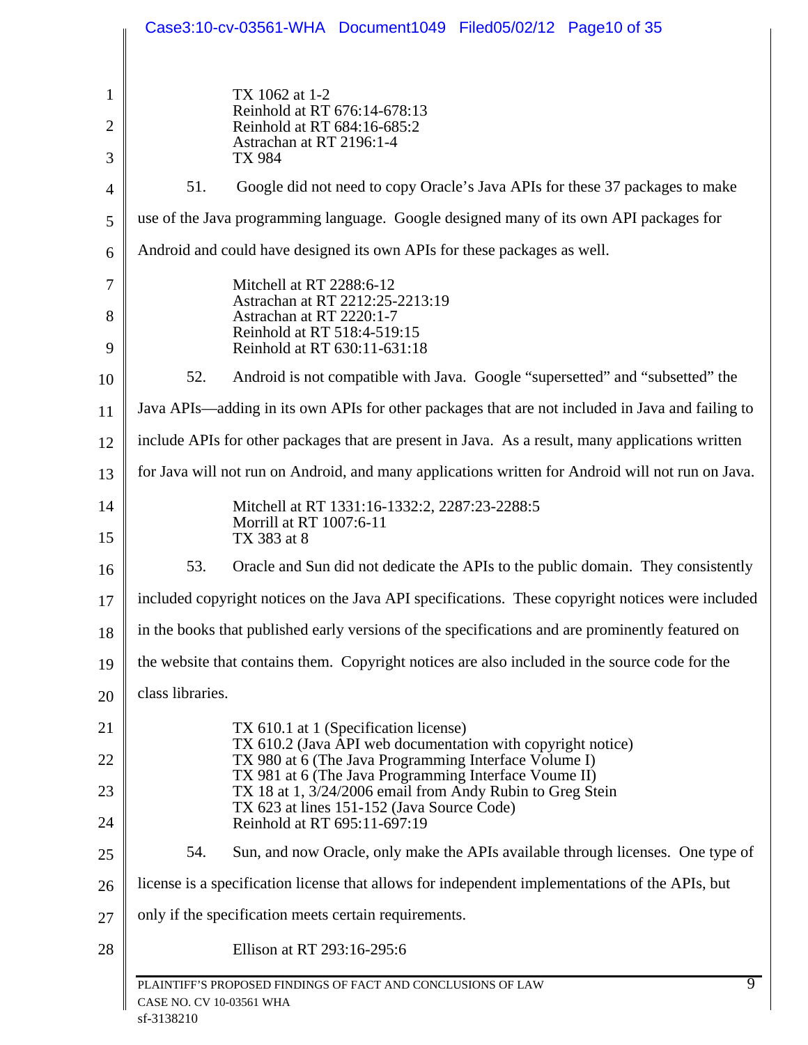TX 1062 at 1-2
Reinhold at RT 676:14-678:13
Reinhold at RT 684:16-685:2
Astrachan at RT 2196:1-4
TX 984

51. Google did not need to copy Oracle's Java APIs for these 37 packages to make use of the Java programming language. Google designed many of its own API packages for Android and could have designed its own APIs for these packages as well.

Mitchell at RT 2288:6-12
Astrachan at RT 2212:25-2213:19
Astrachan at RT 2220:1-7
Reinhold at RT 518:4-519:15
Reinhold at RT 630:11-631:18

52. Android is not compatible with Java. Google "supersetted" and "subsetted" the Java APIs—adding in its own APIs for other packages that are not included in Java and failing to include APIs for other packages that are present in Java. As a result, many applications written for Java will not run on Android, and many applications written for Android will not run on Java.

Mitchell at RT 1331:16-1332:2, 2287:23-2288:5
Morrill at RT 1007:6-11
TX 383 at 8

53. Oracle and Sun did not dedicate the APIs to the public domain. They consistently included copyright notices on the Java API specifications. These copyright notices were included in the books that published early versions of the specifications and are prominently featured on the website that contains them. Copyright notices are also included in the source code for the class libraries.

TX 610.1 at 1 (Specification license)
TX 610.2 (Java API web documentation with copyright notice)
TX 980 at 6 (The Java Programming Interface Volume I)
TX 981 at 6 (The Java Programming Interface Voume II)
TX 18 at 1, 3/24/2006 email from Andy Rubin to Greg Stein
TX 623 at lines 151-152 (Java Source Code)
Reinhold at RT 695:11-697:19

54. Sun, and now Oracle, only make the APIs available through licenses. One type of license is a specification license that allows for independent implementations of the APIs, but only if the specification meets certain requirements.

Ellison at RT 293:16-295:6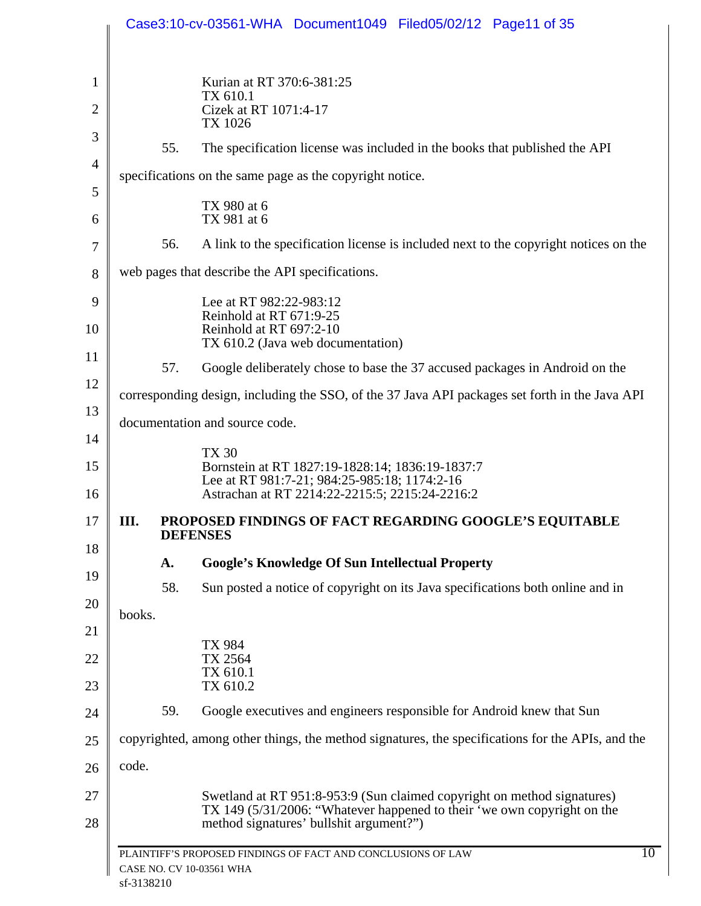Kurian at RT 370:6-381:25
TX 610.1
Cizek at RT 1071:4-17
TX 1026

55. The specification license was included in the books that published the API specifications on the same page as the copyright notice.

TX 980 at 6
TX 981 at 6

56. A link to the specification license is included next to the copyright notices on the web pages that describe the API specifications.

Lee at RT 982:22-983:12
Reinhold at RT 671:9-25
Reinhold at RT 697:2-10
TX 610.2 (Java web documentation)

57. Google deliberately chose to base the 37 accused packages in Android on the corresponding design, including the SSO, of the 37 Java API packages set forth in the Java API documentation and source code.

TX 30
Bornstein at RT 1827:19-1828:14; 1836:19-1837:7
Lee at RT 981:7-21; 984:25-985:18; 1174:2-16
Astrachan at RT 2214:22-2215:5; 2215:24-2216:2

## III. PROPOSED FINDINGS OF FACT REGARDING GOOGLE'S EQUITABLE DEFENSES

### A. Google's Knowledge Of Sun Intellectual Property

58. Sun posted a notice of copyright on its Java specifications both online and in books.

TX 984
TX 2564
TX 610.1
TX 610.2

59. Google executives and engineers responsible for Android knew that Sun copyrighted, among other things, the method signatures, the specifications for the APIs, and the code.

Swetland at RT 951:8-953:9 (Sun claimed copyright on method signatures)
TX 149 (5/31/2006: "Whatever happened to their 'we own copyright on the method signatures' bullshit argument?")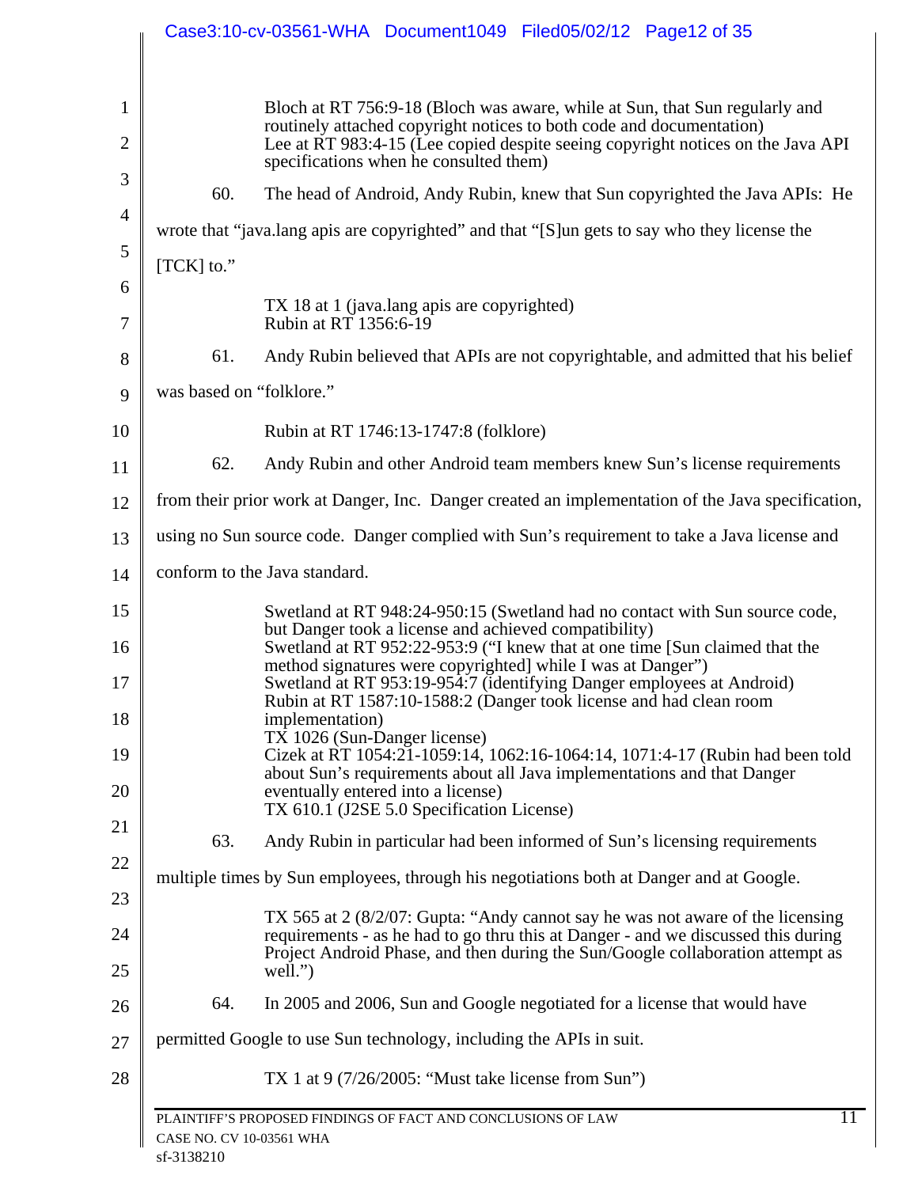Bloch at RT 756:9-18 (Bloch was aware, while at Sun, that Sun regularly and routinely attached copyright notices to both code and documentation)
Lee at RT 983:4-15 (Lee copied despite seeing copyright notices on the Java API specifications when he consulted them)

60. The head of Android, Andy Rubin, knew that Sun copyrighted the Java APIs: He wrote that "java.lang apis are copyrighted" and that "[S]un gets to say who they license the [TCK] to."

TX 18 at 1 (java.lang apis are copyrighted)
Rubin at RT 1356:6-19

61. Andy Rubin believed that APIs are not copyrightable, and admitted that his belief was based on "folklore."

Rubin at RT 1746:13-1747:8 (folklore)

62. Andy Rubin and other Android team members knew Sun's license requirements from their prior work at Danger, Inc. Danger created an implementation of the Java specification, using no Sun source code. Danger complied with Sun's requirement to take a Java license and conform to the Java standard.

Swetland at RT 948:24-950:15 (Swetland had no contact with Sun source code, but Danger took a license and achieved compatibility)
Swetland at RT 952:22-953:9 ("I knew that at one time [Sun claimed that the method signatures were copyrighted] while I was at Danger")
Swetland at RT 953:19-954:7 (identifying Danger employees at Android)
Rubin at RT 1587:10-1588:2 (Danger took license and had clean room implementation)
TX 1026 (Sun-Danger license)
Cizek at RT 1054:21-1059:14, 1062:16-1064:14, 1071:4-17 (Rubin had been told about Sun's requirements about all Java implementations and that Danger eventually entered into a license)
TX 610.1 (J2SE 5.0 Specification License)

63. Andy Rubin in particular had been informed of Sun's licensing requirements multiple times by Sun employees, through his negotiations both at Danger and at Google.

TX 565 at 2 (8/2/07: Gupta: "Andy cannot say he was not aware of the licensing requirements - as he had to go thru this at Danger - and we discussed this during Project Android Phase, and then during the Sun/Google collaboration attempt as well.")

64. In 2005 and 2006, Sun and Google negotiated for a license that would have permitted Google to use Sun technology, including the APIs in suit.

TX 1 at 9 (7/26/2005: "Must take license from Sun")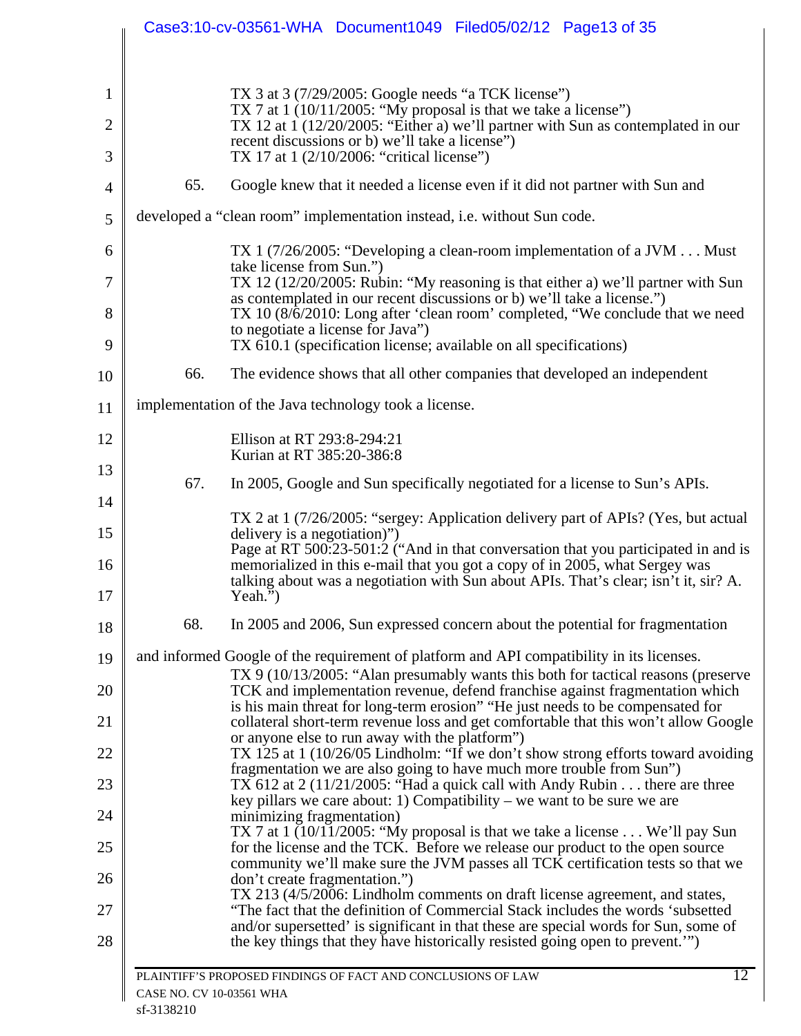TX 3 at 3 (7/29/2005: Google needs "a TCK license")
TX 7 at 1 (10/11/2005: "My proposal is that we take a license")
TX 12 at 1 (12/20/2005: "Either a) we'll partner with Sun as contemplated in our recent discussions or b) we'll take a license")
TX 17 at 1 (2/10/2006: "critical license")

65. Google knew that it needed a license even if it did not partner with Sun and developed a "clean room" implementation instead, i.e. without Sun code.

TX 1 (7/26/2005: "Developing a clean-room implementation of a JVM . . . Must take license from Sun.")
TX 12 (12/20/2005: Rubin: "My reasoning is that either a) we'll partner with Sun as contemplated in our recent discussions or b) we'll take a license.")
TX 10 (8/6/2010: Long after 'clean room' completed, "We conclude that we need to negotiate a license for Java")
TX 610.1 (specification license; available on all specifications)

66. The evidence shows that all other companies that developed an independent implementation of the Java technology took a license.

Ellison at RT 293:8-294:21
Kurian at RT 385:20-386:8

67. In 2005, Google and Sun specifically negotiated for a license to Sun's APIs.

TX 2 at 1 (7/26/2005: "sergey: Application delivery part of APIs? (Yes, but actual delivery is a negotiation)")
Page at RT 500:23-501:2 ("And in that conversation that you participated in and is memorialized in this e-mail that you got a copy of in 2005, what Sergey was talking about was a negotiation with Sun about APIs. That's clear; isn't it, sir? A. Yeah.")

68. In 2005 and 2006, Sun expressed concern about the potential for fragmentation and informed Google of the requirement of platform and API compatibility in its licenses.

TX 9 (10/13/2005: "Alan presumably wants this both for tactical reasons (preserve TCK and implementation revenue, defend franchise against fragmentation which is his main threat for long-term erosion" "He just needs to be compensated for collateral short-term revenue loss and get comfortable that this won't allow Google or anyone else to run away with the platform")
TX 125 at 1 (10/26/05 Lindholm: "If we don't show strong efforts toward avoiding fragmentation we are also going to have much more trouble from Sun")
TX 612 at 2 (11/21/2005: "Had a quick call with Andy Rubin . . . there are three key pillars we care about: 1) Compatibility – we want to be sure we are minimizing fragmentation)
TX 7 at 1 (10/11/2005: "My proposal is that we take a license . . . We'll pay Sun for the license and the TCK. Before we release our product to the open source community we'll make sure the JVM passes all TCK certification tests so that we don't create fragmentation.")
TX 213 (4/5/2006: Lindholm comments on draft license agreement, and states, "The fact that the definition of Commercial Stack includes the words 'subsetted and/or supersetted' is significant in that these are special words for Sun, some of the key things that they have historically resisted going open to prevent.'")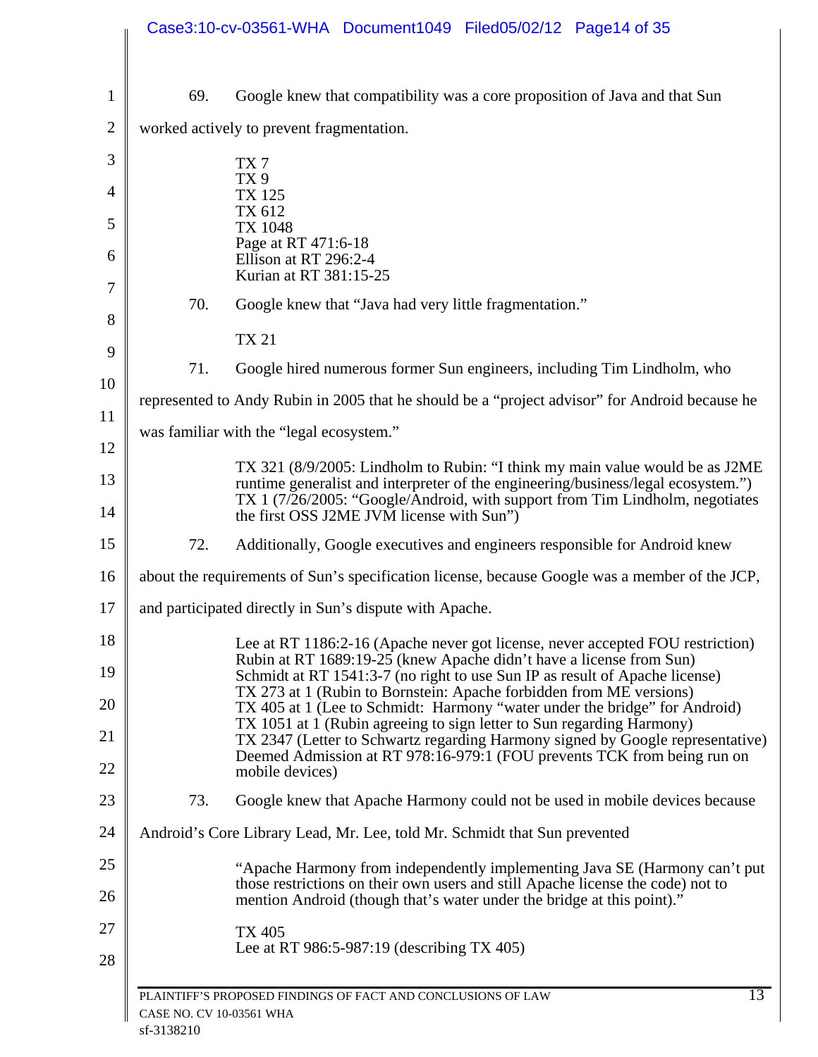69. Google knew that compatibility was a core proposition of Java and that Sun worked actively to prevent fragmentation.

> TX 7
> TX 9
> TX 125
> TX 612
> TX 1048
> Page at RT 471:6-18
> Ellison at RT 296:2-4
> Kurian at RT 381:15-25

70. Google knew that "Java had very little fragmentation."

> TX 21

71. Google hired numerous former Sun engineers, including Tim Lindholm, who represented to Andy Rubin in 2005 that he should be a "project advisor" for Android because he was familiar with the "legal ecosystem."

> TX 321 (8/9/2005: Lindholm to Rubin: "I think my main value would be as J2ME runtime generalist and interpreter of the engineering/business/legal ecosystem.")
> TX 1 (7/26/2005: "Google/Android, with support from Tim Lindholm, negotiates the first OSS J2ME JVM license with Sun")

72. Additionally, Google executives and engineers responsible for Android knew about the requirements of Sun's specification license, because Google was a member of the JCP, and participated directly in Sun's dispute with Apache.

> Lee at RT 1186:2-16 (Apache never got license, never accepted FOU restriction)
> Rubin at RT 1689:19-25 (knew Apache didn't have a license from Sun)
> Schmidt at RT 1541:3-7 (no right to use Sun IP as result of Apache license)
> TX 273 at 1 (Rubin to Bornstein: Apache forbidden from ME versions)
> TX 405 at 1 (Lee to Schmidt: Harmony "water under the bridge" for Android)
> TX 1051 at 1 (Rubin agreeing to sign letter to Sun regarding Harmony)
> TX 2347 (Letter to Schwartz regarding Harmony signed by Google representative)
> Deemed Admission at RT 978:16-979:1 (FOU prevents TCK from being run on mobile devices)

73. Google knew that Apache Harmony could not be used in mobile devices because Android's Core Library Lead, Mr. Lee, told Mr. Schmidt that Sun prevented

> "Apache Harmony from independently implementing Java SE (Harmony can't put those restrictions on their own users and still Apache license the code) not to mention Android (though that's water under the bridge at this point)."

> TX 405
> Lee at RT 986:5-987:19 (describing TX 405)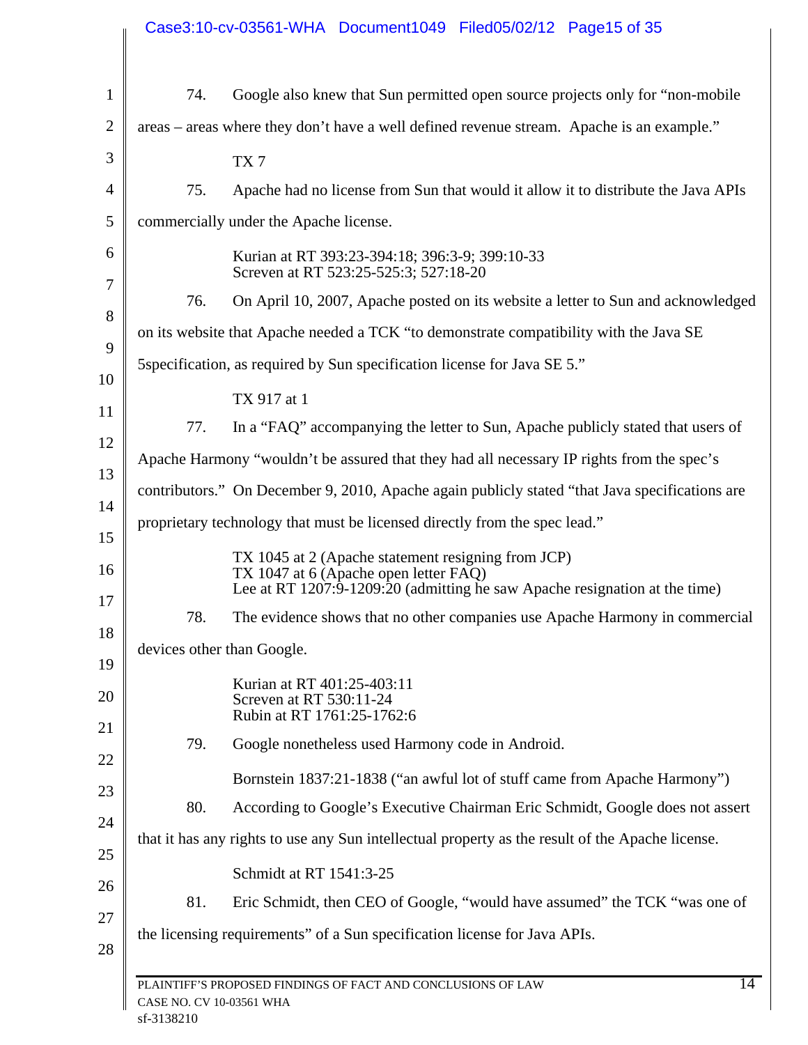74. Google also knew that Sun permitted open source projects only for "non-mobile areas – areas where they don't have a well defined revenue stream. Apache is an example."

TX 7

75. Apache had no license from Sun that would it allow it to distribute the Java APIs commercially under the Apache license.

Kurian at RT 393:23-394:18; 396:3-9; 399:10-33
Screven at RT 523:25-525:3; 527:18-20

76. On April 10, 2007, Apache posted on its website a letter to Sun and acknowledged on its website that Apache needed a TCK "to demonstrate compatibility with the Java SE 5specification, as required by Sun specification license for Java SE 5."

TX 917 at 1

77. In a "FAQ" accompanying the letter to Sun, Apache publicly stated that users of Apache Harmony "wouldn't be assured that they had all necessary IP rights from the spec's contributors." On December 9, 2010, Apache again publicly stated "that Java specifications are proprietary technology that must be licensed directly from the spec lead."

TX 1045 at 2 (Apache statement resigning from JCP)
TX 1047 at 6 (Apache open letter FAQ)
Lee at RT 1207:9-1209:20 (admitting he saw Apache resignation at the time)

78. The evidence shows that no other companies use Apache Harmony in commercial devices other than Google.

Kurian at RT 401:25-403:11
Screven at RT 530:11-24
Rubin at RT 1761:25-1762:6

79. Google nonetheless used Harmony code in Android.

Bornstein 1837:21-1838 ("an awful lot of stuff came from Apache Harmony")

80. According to Google's Executive Chairman Eric Schmidt, Google does not assert that it has any rights to use any Sun intellectual property as the result of the Apache license.

Schmidt at RT 1541:3-25

81. Eric Schmidt, then CEO of Google, "would have assumed" the TCK "was one of the licensing requirements" of a Sun specification license for Java APIs.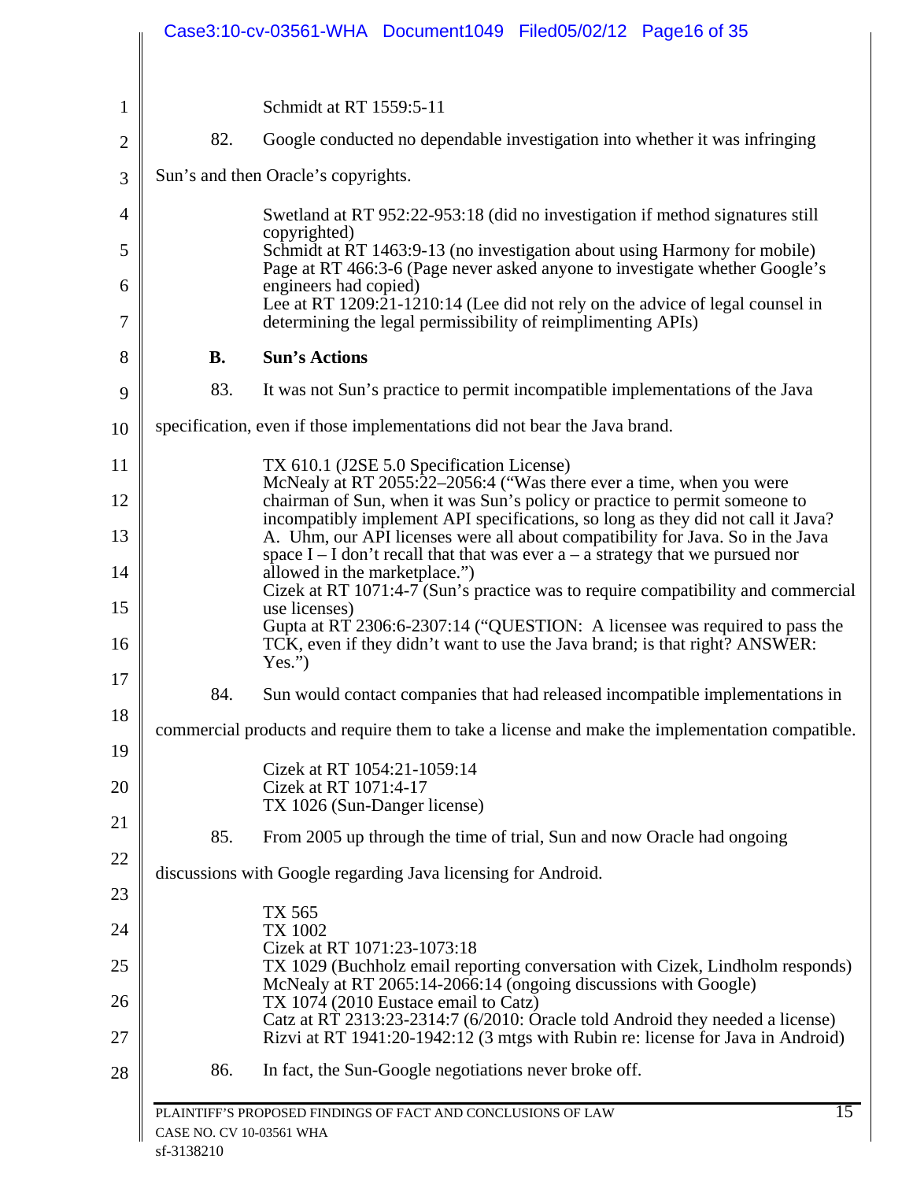Schmidt at RT 1559:5-11

82. Google conducted no dependable investigation into whether it was infringing Sun's and then Oracle's copyrights.

Swetland at RT 952:22-953:18 (did no investigation if method signatures still copyrighted)
Schmidt at RT 1463:9-13 (no investigation about using Harmony for mobile)
Page at RT 466:3-6 (Page never asked anyone to investigate whether Google's engineers had copied)
Lee at RT 1209:21-1210:14 (Lee did not rely on the advice of legal counsel in determining the legal permissibility of reimplimenting APIs)

### B. Sun's Actions

83. It was not Sun's practice to permit incompatible implementations of the Java specification, even if those implementations did not bear the Java brand.

TX 610.1 (J2SE 5.0 Specification License)
McNealy at RT 2055:22–2056:4 ("Was there ever a time, when you were chairman of Sun, when it was Sun's policy or practice to permit someone to incompatibly implement API specifications, so long as they did not call it Java? A. Uhm, our API licenses were all about compatibility for Java. So in the Java space I – I don't recall that that was ever a – a strategy that we pursued nor allowed in the marketplace.")
Cizek at RT 1071:4-7 (Sun's practice was to require compatibility and commercial use licenses)
Gupta at RT 2306:6-2307:14 ("QUESTION: A licensee was required to pass the TCK, even if they didn't want to use the Java brand; is that right? ANSWER: Yes.")

84. Sun would contact companies that had released incompatible implementations in commercial products and require them to take a license and make the implementation compatible.

Cizek at RT 1054:21-1059:14
Cizek at RT 1071:4-17
TX 1026 (Sun-Danger license)

85. From 2005 up through the time of trial, Sun and now Oracle had ongoing discussions with Google regarding Java licensing for Android.

TX 565
TX 1002
Cizek at RT 1071:23-1073:18
TX 1029 (Buchholz email reporting conversation with Cizek, Lindholm responds)
McNealy at RT 2065:14-2066:14 (ongoing discussions with Google)
TX 1074 (2010 Eustace email to Catz)
Catz at RT 2313:23-2314:7 (6/2010: Oracle told Android they needed a license)
Rizvi at RT 1941:20-1942:12 (3 mtgs with Rubin re: license for Java in Android)

86. In fact, the Sun-Google negotiations never broke off.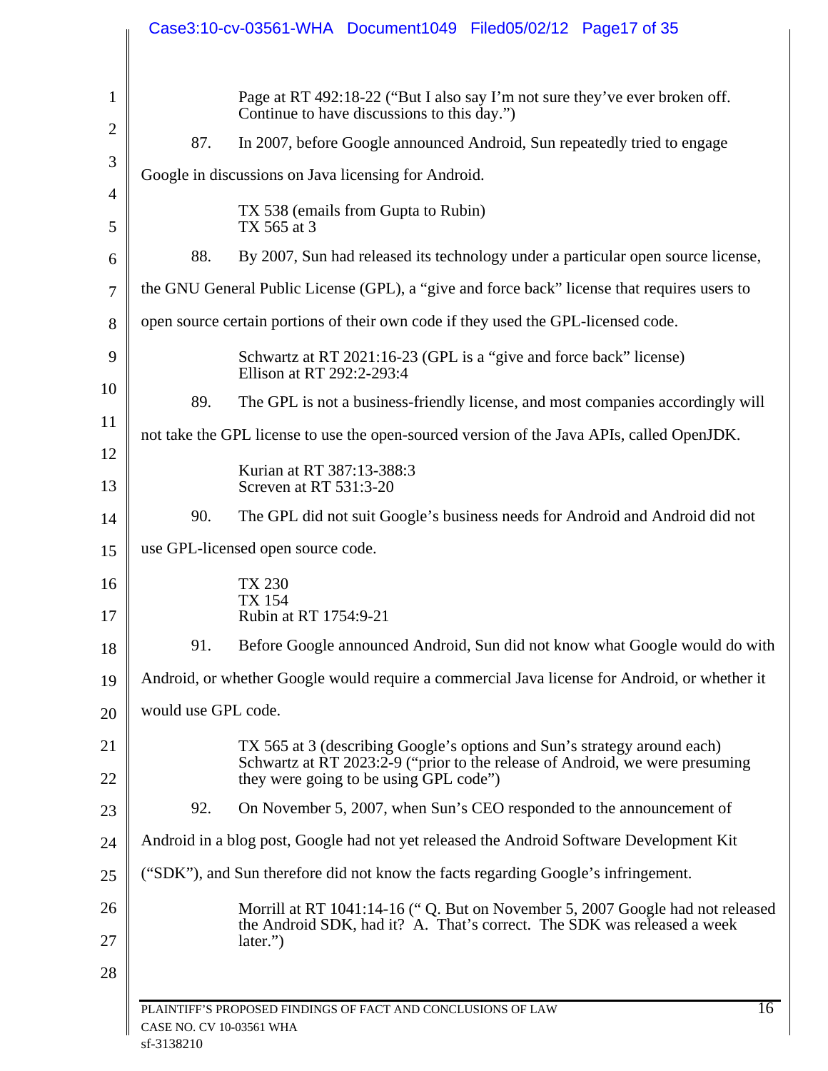Page at RT 492:18-22 ("But I also say I'm not sure they've ever broken off. Continue to have discussions to this day.")

87. In 2007, before Google announced Android, Sun repeatedly tried to engage Google in discussions on Java licensing for Android.

TX 538 (emails from Gupta to Rubin)
TX 565 at 3

88. By 2007, Sun had released its technology under a particular open source license, the GNU General Public License (GPL), a "give and force back" license that requires users to open source certain portions of their own code if they used the GPL-licensed code.

Schwartz at RT 2021:16-23 (GPL is a "give and force back" license)
Ellison at RT 292:2-293:4

89. The GPL is not a business-friendly license, and most companies accordingly will not take the GPL license to use the open-sourced version of the Java APIs, called OpenJDK.

Kurian at RT 387:13-388:3
Screven at RT 531:3-20

90. The GPL did not suit Google's business needs for Android and Android did not use GPL-licensed open source code.

TX 230
TX 154
Rubin at RT 1754:9-21

91. Before Google announced Android, Sun did not know what Google would do with Android, or whether Google would require a commercial Java license for Android, or whether it would use GPL code.

TX 565 at 3 (describing Google's options and Sun's strategy around each)
Schwartz at RT 2023:2-9 ("prior to the release of Android, we were presuming they were going to be using GPL code")

92. On November 5, 2007, when Sun's CEO responded to the announcement of Android in a blog post, Google had not yet released the Android Software Development Kit ("SDK"), and Sun therefore did not know the facts regarding Google's infringement.

Morrill at RT 1041:14-16 (" Q. But on November 5, 2007 Google had not released the Android SDK, had it? A. That's correct. The SDK was released a week later.")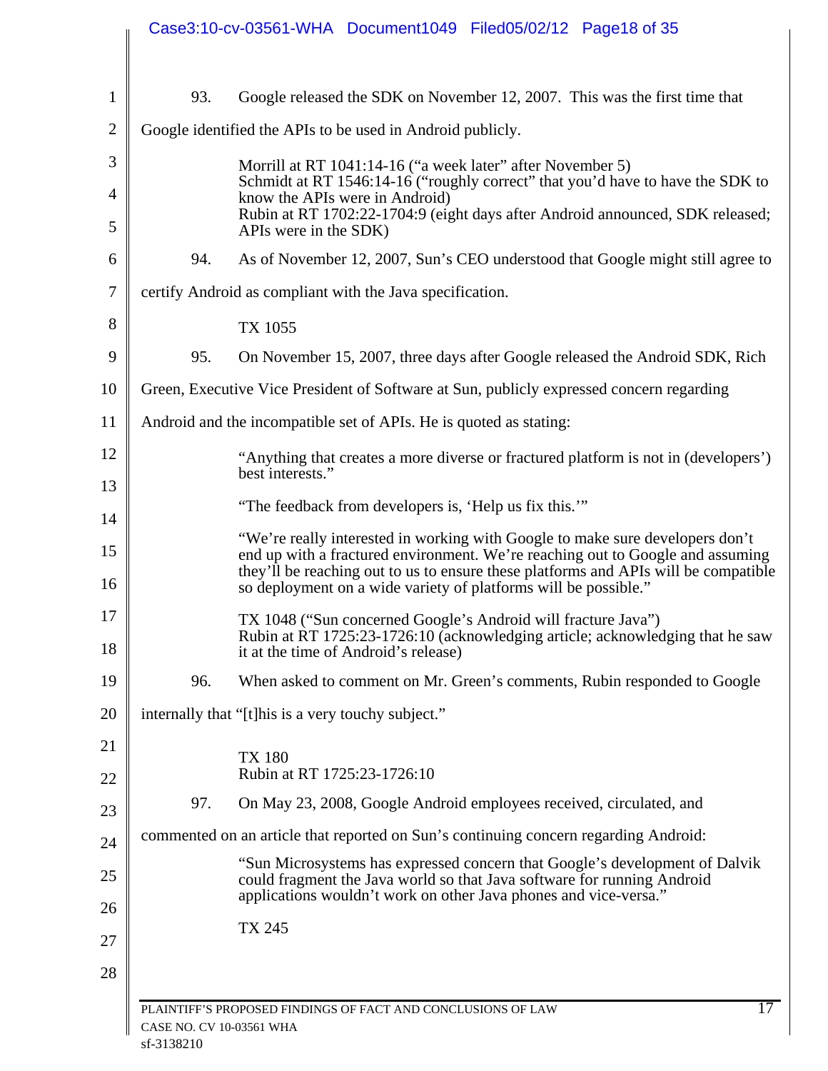93. Google released the SDK on November 12, 2007. This was the first time that Google identified the APIs to be used in Android publicly.

> Morrill at RT 1041:14-16 ("a week later" after November 5)
> Schmidt at RT 1546:14-16 ("roughly correct" that you'd have to have the SDK to know the APIs were in Android)
> Rubin at RT 1702:22-1704:9 (eight days after Android announced, SDK released; APIs were in the SDK)

94. As of November 12, 2007, Sun's CEO understood that Google might still agree to certify Android as compliant with the Java specification.

> TX 1055

95. On November 15, 2007, three days after Google released the Android SDK, Rich Green, Executive Vice President of Software at Sun, publicly expressed concern regarding Android and the incompatible set of APIs. He is quoted as stating:

> "Anything that creates a more diverse or fractured platform is not in (developers') best interests."
>
> "The feedback from developers is, 'Help us fix this.'"
>
> "We're really interested in working with Google to make sure developers don't end up with a fractured environment. We're reaching out to Google and assuming they'll be reaching out to us to ensure these platforms and APIs will be compatible so deployment on a wide variety of platforms will be possible."
>
> TX 1048 ("Sun concerned Google's Android will fracture Java")
> Rubin at RT 1725:23-1726:10 (acknowledging article; acknowledging that he saw it at the time of Android's release)

96. When asked to comment on Mr. Green's comments, Rubin responded to Google internally that "[t]his is a very touchy subject."

> TX 180
> Rubin at RT 1725:23-1726:10

97. On May 23, 2008, Google Android employees received, circulated, and commented on an article that reported on Sun's continuing concern regarding Android:

> "Sun Microsystems has expressed concern that Google's development of Dalvik could fragment the Java world so that Java software for running Android applications wouldn't work on other Java phones and vice-versa."
>
> TX 245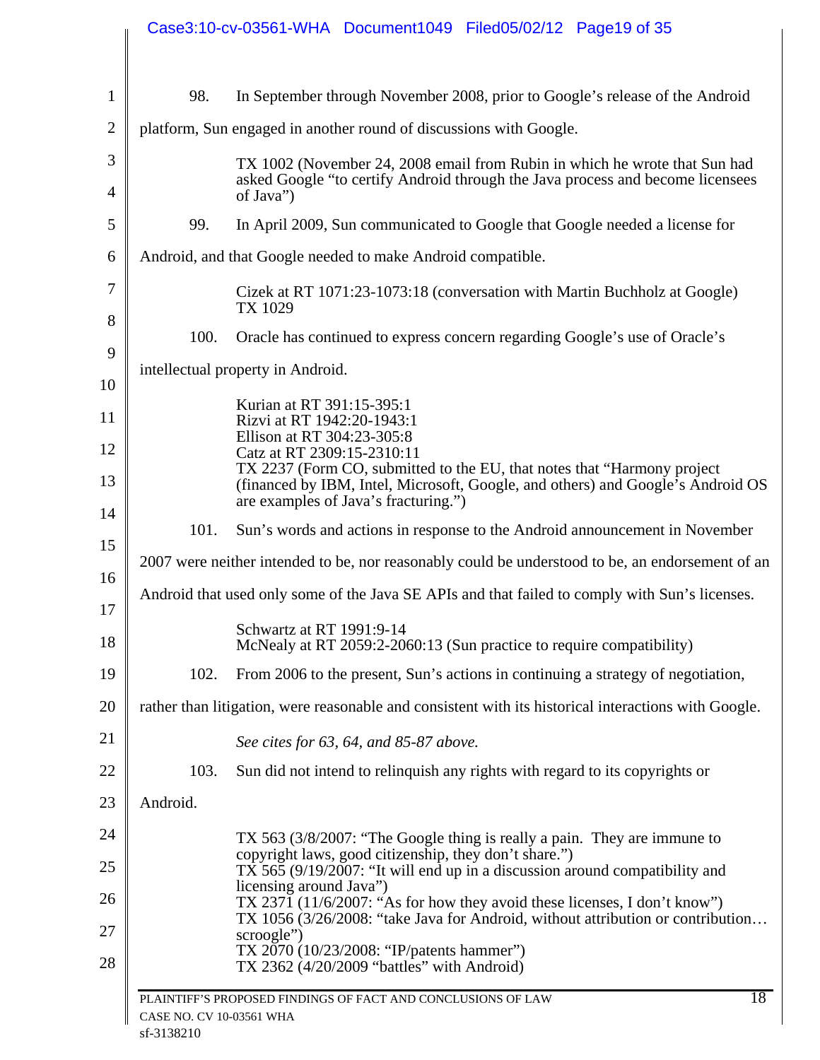98. In September through November 2008, prior to Google's release of the Android platform, Sun engaged in another round of discussions with Google.

> TX 1002 (November 24, 2008 email from Rubin in which he wrote that Sun had asked Google "to certify Android through the Java process and become licensees of Java")

99. In April 2009, Sun communicated to Google that Google needed a license for Android, and that Google needed to make Android compatible.

> Cizek at RT 1071:23-1073:18 (conversation with Martin Buchholz at Google)
> TX 1029

100. Oracle has continued to express concern regarding Google's use of Oracle's intellectual property in Android.

> Kurian at RT 391:15-395:1
> Rizvi at RT 1942:20-1943:1
> Ellison at RT 304:23-305:8
> Catz at RT 2309:15-2310:11
> TX 2237 (Form CO, submitted to the EU, that notes that "Harmony project (financed by IBM, Intel, Microsoft, Google, and others) and Google's Android OS are examples of Java's fracturing.")

101. Sun's words and actions in response to the Android announcement in November 2007 were neither intended to be, nor reasonably could be understood to be, an endorsement of an Android that used only some of the Java SE APIs and that failed to comply with Sun's licenses.

> Schwartz at RT 1991:9-14
> McNealy at RT 2059:2-2060:13 (Sun practice to require compatibility)

102. From 2006 to the present, Sun's actions in continuing a strategy of negotiation, rather than litigation, were reasonable and consistent with its historical interactions with Google.

> *See cites for 63, 64, and 85-87 above.*

103. Sun did not intend to relinquish any rights with regard to its copyrights or Android.

> TX 563 (3/8/2007: "The Google thing is really a pain. They are immune to copyright laws, good citizenship, they don't share.")
> TX 565 (9/19/2007: "It will end up in a discussion around compatibility and licensing around Java")
> TX 2371 (11/6/2007: "As for how they avoid these licenses, I don't know")
> TX 1056 (3/26/2008: "take Java for Android, without attribution or contribution… scroogle")
> TX 2070 (10/23/2008: "IP/patents hammer")
> TX 2362 (4/20/2009 "battles" with Android)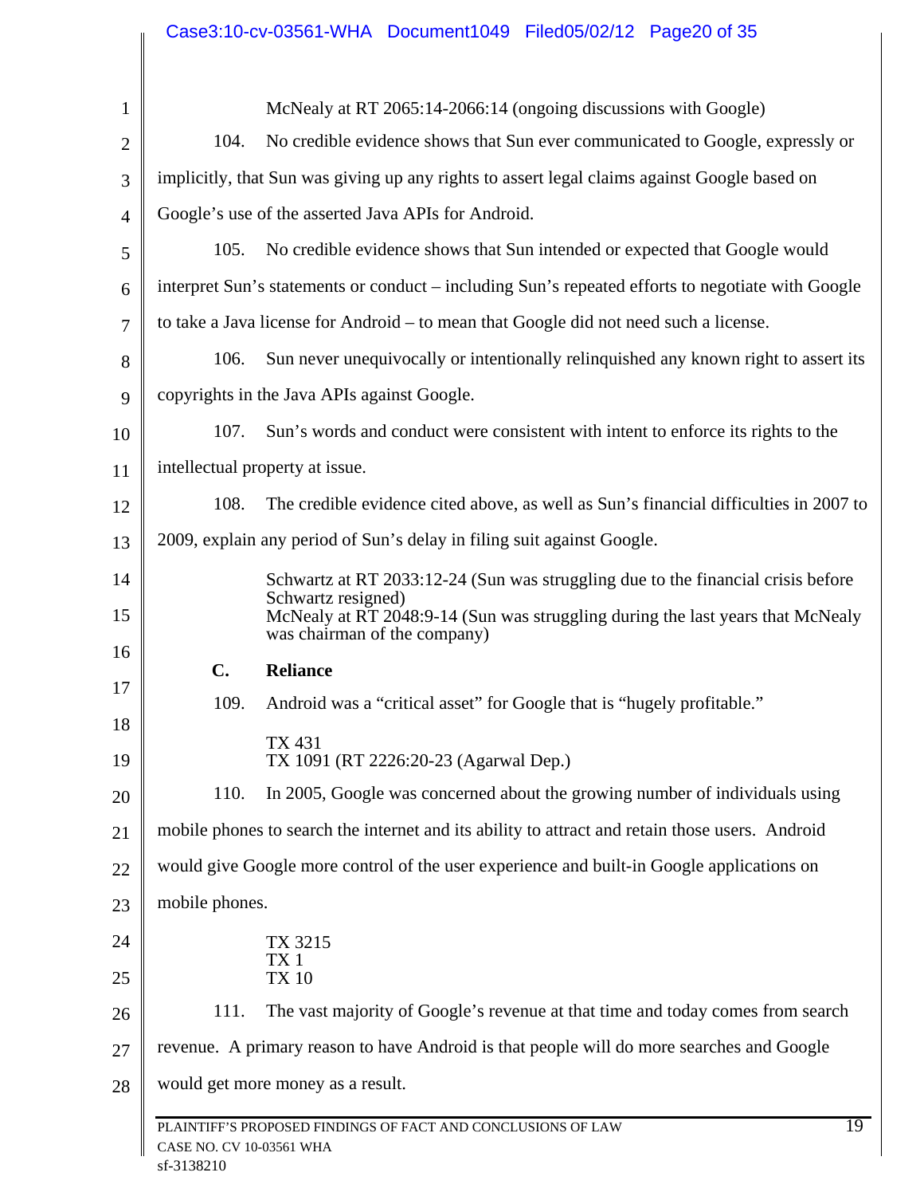McNealy at RT 2065:14-2066:14 (ongoing discussions with Google)

104. No credible evidence shows that Sun ever communicated to Google, expressly or implicitly, that Sun was giving up any rights to assert legal claims against Google based on Google's use of the asserted Java APIs for Android.

105. No credible evidence shows that Sun intended or expected that Google would interpret Sun's statements or conduct – including Sun's repeated efforts to negotiate with Google to take a Java license for Android – to mean that Google did not need such a license.

106. Sun never unequivocally or intentionally relinquished any known right to assert its copyrights in the Java APIs against Google.

107. Sun's words and conduct were consistent with intent to enforce its rights to the intellectual property at issue.

108. The credible evidence cited above, as well as Sun's financial difficulties in 2007 to 2009, explain any period of Sun's delay in filing suit against Google.

Schwartz at RT 2033:12-24 (Sun was struggling due to the financial crisis before Schwartz resigned)
McNealy at RT 2048:9-14 (Sun was struggling during the last years that McNealy was chairman of the company)

### C. Reliance

109. Android was a "critical asset" for Google that is "hugely profitable."

TX 431
TX 1091 (RT 2226:20-23 (Agarwal Dep.)

110. In 2005, Google was concerned about the growing number of individuals using mobile phones to search the internet and its ability to attract and retain those users. Android would give Google more control of the user experience and built-in Google applications on mobile phones.

TX 3215
TX 1
TX 10

111. The vast majority of Google's revenue at that time and today comes from search revenue. A primary reason to have Android is that people will do more searches and Google would get more money as a result.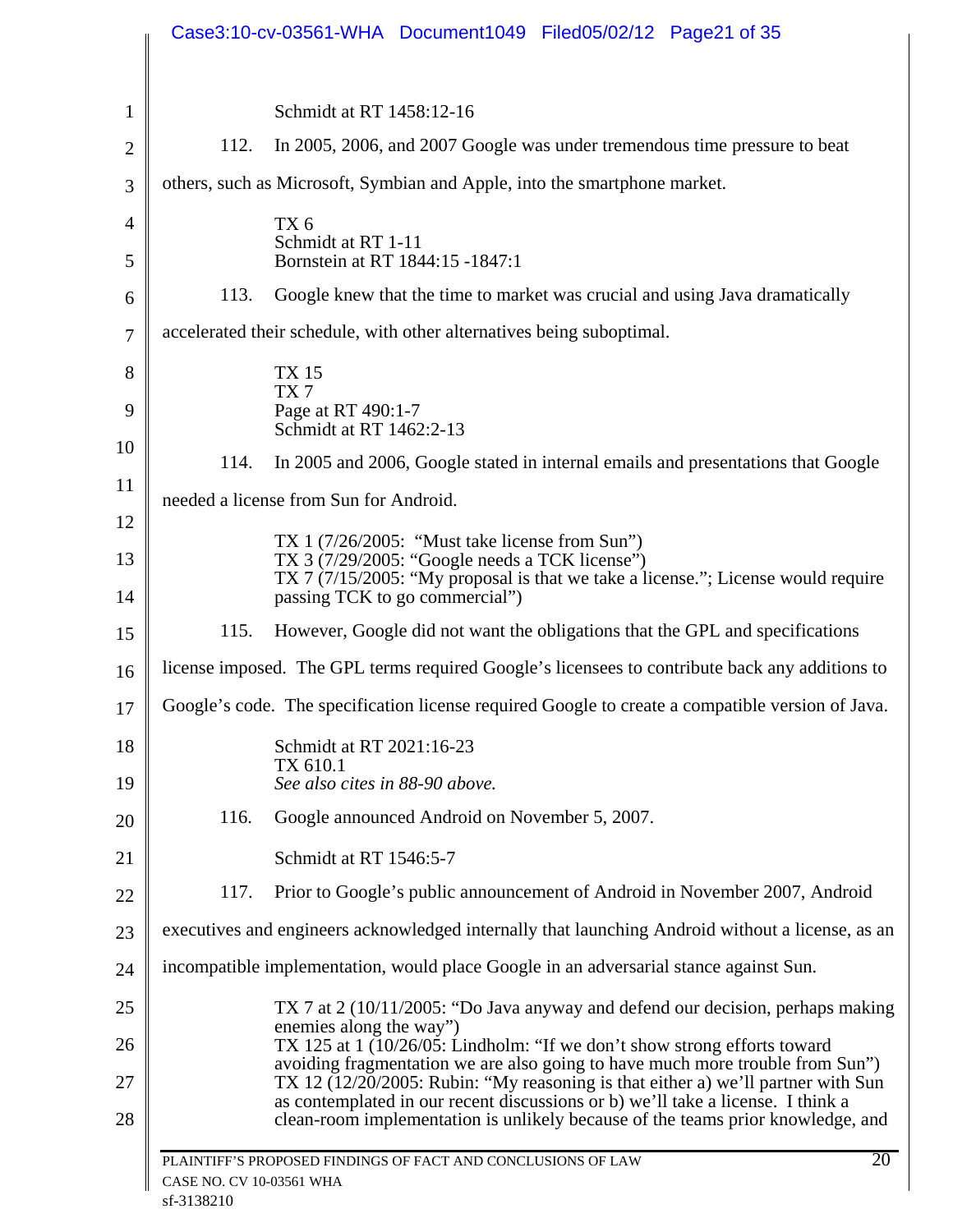Schmidt at RT 1458:12-16

112. In 2005, 2006, and 2007 Google was under tremendous time pressure to beat others, such as Microsoft, Symbian and Apple, into the smartphone market.

TX 6
Schmidt at RT 1-11
Bornstein at RT 1844:15 -1847:1

113. Google knew that the time to market was crucial and using Java dramatically accelerated their schedule, with other alternatives being suboptimal.

TX 15
TX 7
Page at RT 490:1-7
Schmidt at RT 1462:2-13

114. In 2005 and 2006, Google stated in internal emails and presentations that Google needed a license from Sun for Android.

TX 1 (7/26/2005: "Must take license from Sun")
TX 3 (7/29/2005: "Google needs a TCK license")
TX 7 (7/15/2005: "My proposal is that we take a license."; License would require passing TCK to go commercial")

115. However, Google did not want the obligations that the GPL and specifications license imposed. The GPL terms required Google's licensees to contribute back any additions to Google's code. The specification license required Google to create a compatible version of Java.

Schmidt at RT 2021:16-23
TX 610.1
*See also cites in 88-90 above.*

116. Google announced Android on November 5, 2007.

Schmidt at RT 1546:5-7

117. Prior to Google's public announcement of Android in November 2007, Android executives and engineers acknowledged internally that launching Android without a license, as an incompatible implementation, would place Google in an adversarial stance against Sun.

TX 7 at 2 (10/11/2005: "Do Java anyway and defend our decision, perhaps making enemies along the way")
TX 125 at 1 (10/26/05: Lindholm: "If we don't show strong efforts toward avoiding fragmentation we are also going to have much more trouble from Sun")
TX 12 (12/20/2005: Rubin: "My reasoning is that either a) we'll partner with Sun as contemplated in our recent discussions or b) we'll take a license. I think a clean-room implementation is unlikely because of the teams prior knowledge, and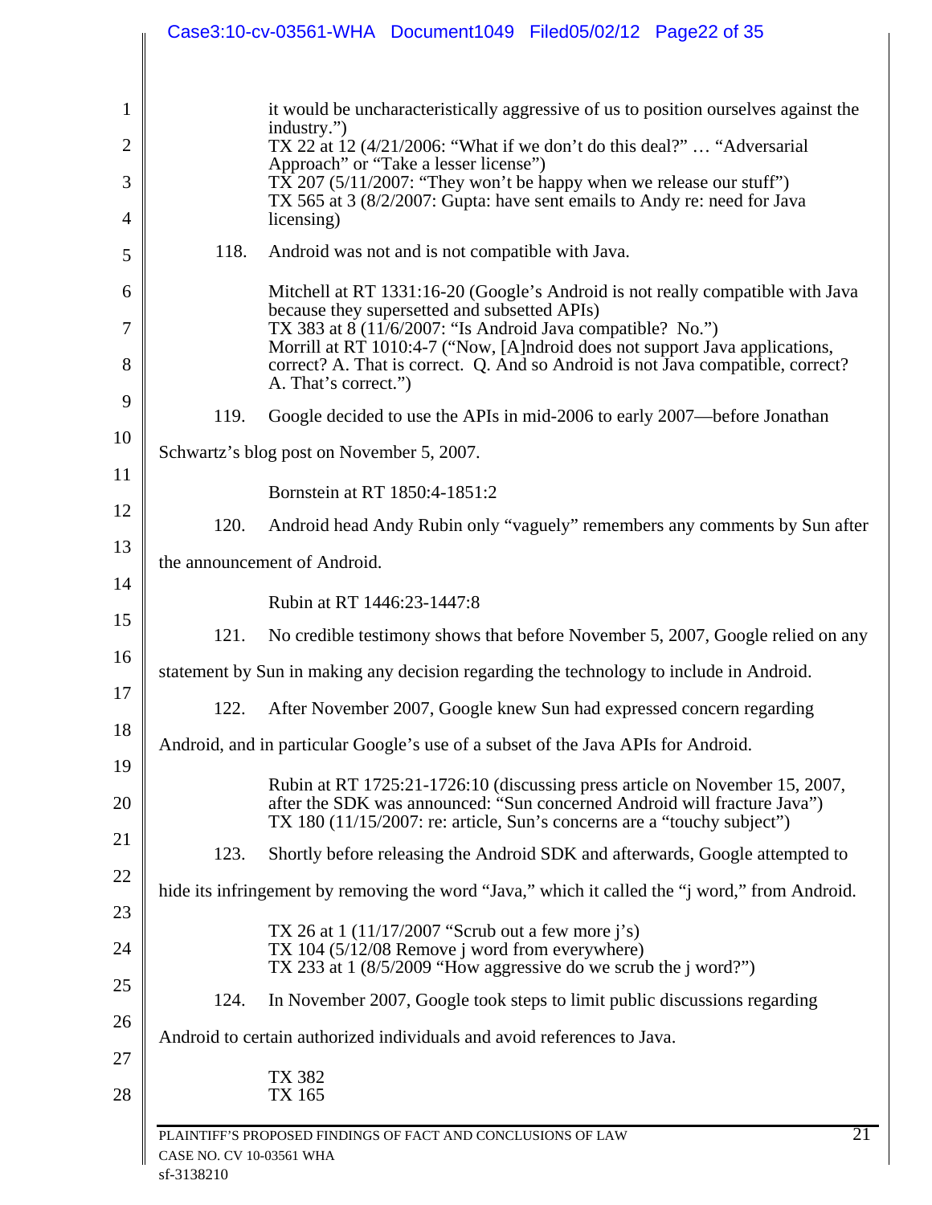it would be uncharacteristically aggressive of us to position ourselves against the industry.")
TX 22 at 12 (4/21/2006: "What if we don't do this deal?" … "Adversarial Approach" or "Take a lesser license")
TX 207 (5/11/2007: "They won't be happy when we release our stuff")
TX 565 at 3 (8/2/2007: Gupta: have sent emails to Andy re: need for Java licensing)

118. Android was not and is not compatible with Java.

Mitchell at RT 1331:16-20 (Google's Android is not really compatible with Java because they supersetted and subsetted APIs)
TX 383 at 8 (11/6/2007: "Is Android Java compatible? No.")
Morrill at RT 1010:4-7 ("Now, [A]ndroid does not support Java applications, correct? A. That is correct. Q. And so Android is not Java compatible, correct? A. That's correct.")

119. Google decided to use the APIs in mid-2006 to early 2007—before Jonathan Schwartz's blog post on November 5, 2007.

Bornstein at RT 1850:4-1851:2

120. Android head Andy Rubin only "vaguely" remembers any comments by Sun after the announcement of Android.

Rubin at RT 1446:23-1447:8

121. No credible testimony shows that before November 5, 2007, Google relied on any statement by Sun in making any decision regarding the technology to include in Android.

122. After November 2007, Google knew Sun had expressed concern regarding Android, and in particular Google's use of a subset of the Java APIs for Android.

Rubin at RT 1725:21-1726:10 (discussing press article on November 15, 2007, after the SDK was announced: "Sun concerned Android will fracture Java")
TX 180 (11/15/2007: re: article, Sun's concerns are a "touchy subject")

123. Shortly before releasing the Android SDK and afterwards, Google attempted to hide its infringement by removing the word "Java," which it called the "j word," from Android.

TX 26 at 1 (11/17/2007 "Scrub out a few more j's)
TX 104 (5/12/08 Remove j word from everywhere)
TX 233 at 1 (8/5/2009 "How aggressive do we scrub the j word?")

124. In November 2007, Google took steps to limit public discussions regarding Android to certain authorized individuals and avoid references to Java.

TX 382
TX 165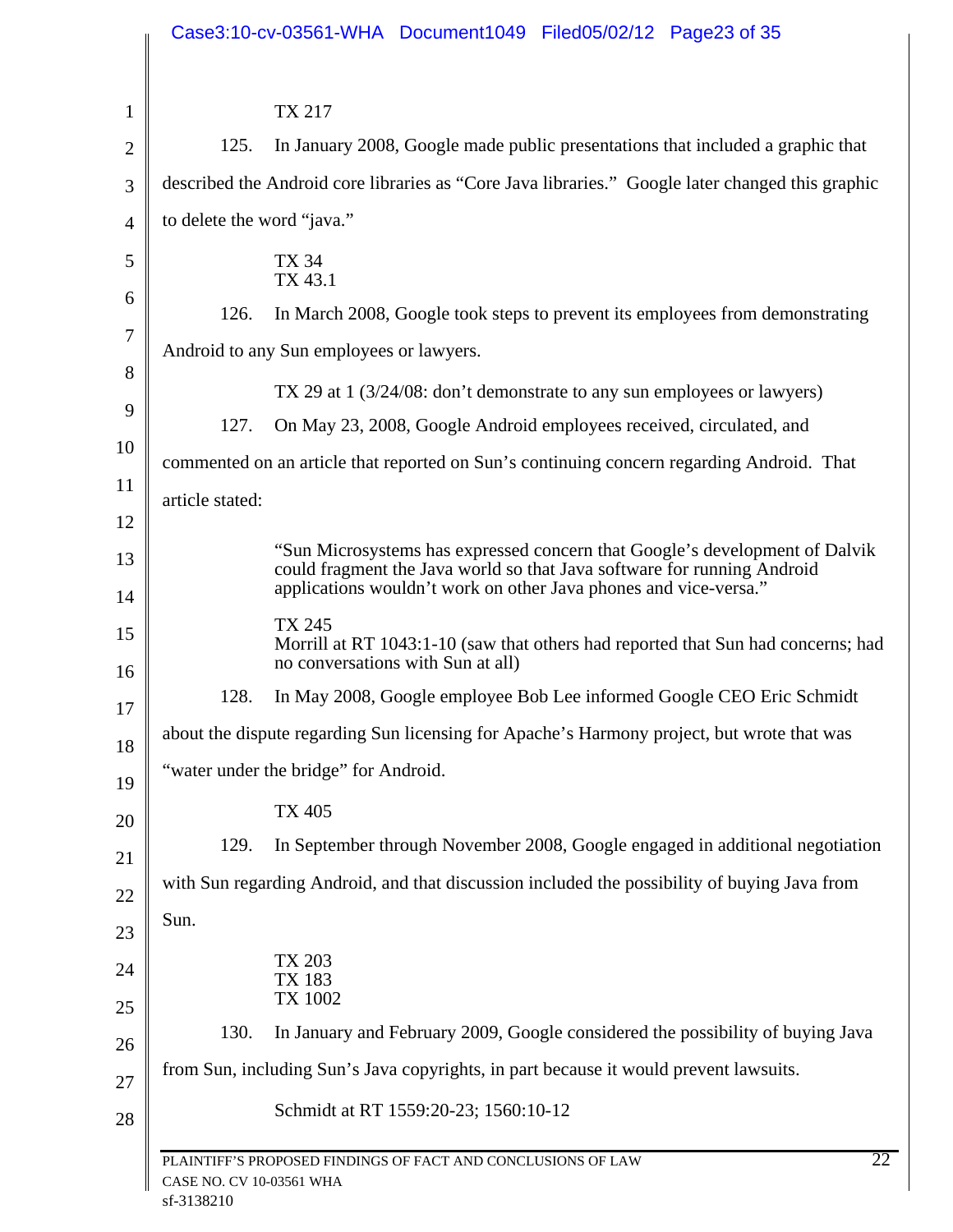TX 217

125. In January 2008, Google made public presentations that included a graphic that described the Android core libraries as "Core Java libraries." Google later changed this graphic to delete the word "java."

TX 34
TX 43.1

126. In March 2008, Google took steps to prevent its employees from demonstrating Android to any Sun employees or lawyers.

TX 29 at 1 (3/24/08: don't demonstrate to any sun employees or lawyers)

127. On May 23, 2008, Google Android employees received, circulated, and commented on an article that reported on Sun's continuing concern regarding Android. That article stated:

> "Sun Microsystems has expressed concern that Google's development of Dalvik could fragment the Java world so that Java software for running Android applications wouldn't work on other Java phones and vice-versa."

TX 245
Morrill at RT 1043:1-10 (saw that others had reported that Sun had concerns; had no conversations with Sun at all)

128. In May 2008, Google employee Bob Lee informed Google CEO Eric Schmidt about the dispute regarding Sun licensing for Apache's Harmony project, but wrote that was "water under the bridge" for Android.

TX 405

129. In September through November 2008, Google engaged in additional negotiation with Sun regarding Android, and that discussion included the possibility of buying Java from Sun.

TX 203
TX 183
TX 1002

130. In January and February 2009, Google considered the possibility of buying Java from Sun, including Sun's Java copyrights, in part because it would prevent lawsuits.

Schmidt at RT 1559:20-23; 1560:10-12

PLAINTIFF'S PROPOSED FINDINGS OF FACT AND CONCLUSIONS OF LAW
CASE NO. CV 10-03561 WHA
sf-3138210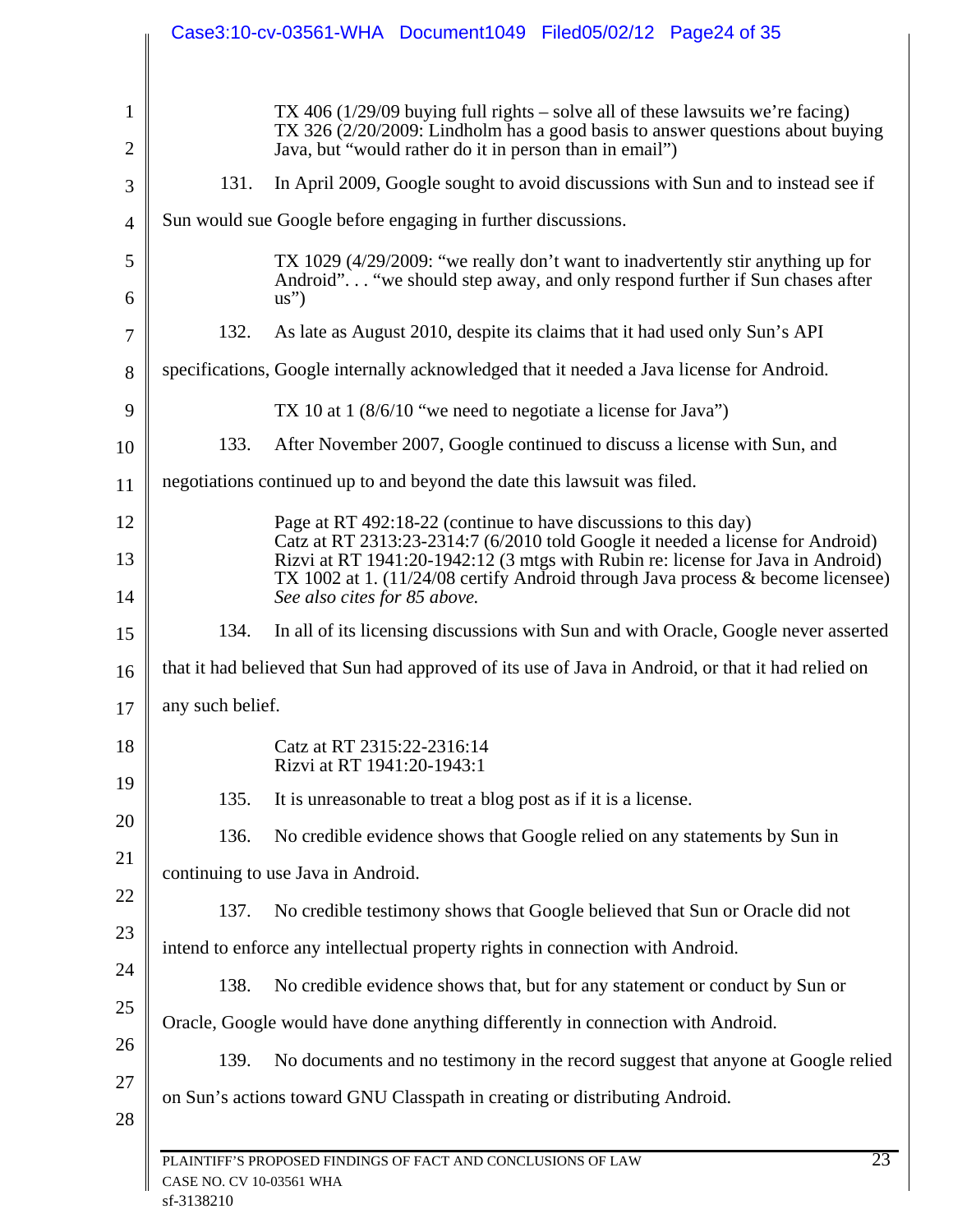TX 406 (1/29/09 buying full rights – solve all of these lawsuits we're facing)
TX 326 (2/20/2009: Lindholm has a good basis to answer questions about buying Java, but "would rather do it in person than in email")

131. In April 2009, Google sought to avoid discussions with Sun and to instead see if Sun would sue Google before engaging in further discussions.

TX 1029 (4/29/2009: "we really don't want to inadvertently stir anything up for Android". . . "we should step away, and only respond further if Sun chases after us")

132. As late as August 2010, despite its claims that it had used only Sun's API specifications, Google internally acknowledged that it needed a Java license for Android.

TX 10 at 1 (8/6/10 "we need to negotiate a license for Java")

133. After November 2007, Google continued to discuss a license with Sun, and negotiations continued up to and beyond the date this lawsuit was filed.

Page at RT 492:18-22 (continue to have discussions to this day)
Catz at RT 2313:23-2314:7 (6/2010 told Google it needed a license for Android)
Rizvi at RT 1941:20-1942:12 (3 mtgs with Rubin re: license for Java in Android)
TX 1002 at 1. (11/24/08 certify Android through Java process & become licensee)
*See also cites for 85 above.*

134. In all of its licensing discussions with Sun and with Oracle, Google never asserted that it had believed that Sun had approved of its use of Java in Android, or that it had relied on any such belief.

Catz at RT 2315:22-2316:14
Rizvi at RT 1941:20-1943:1

135. It is unreasonable to treat a blog post as if it is a license.

136. No credible evidence shows that Google relied on any statements by Sun in continuing to use Java in Android.

137. No credible testimony shows that Google believed that Sun or Oracle did not intend to enforce any intellectual property rights in connection with Android.

138. No credible evidence shows that, but for any statement or conduct by Sun or Oracle, Google would have done anything differently in connection with Android.

139. No documents and no testimony in the record suggest that anyone at Google relied on Sun's actions toward GNU Classpath in creating or distributing Android.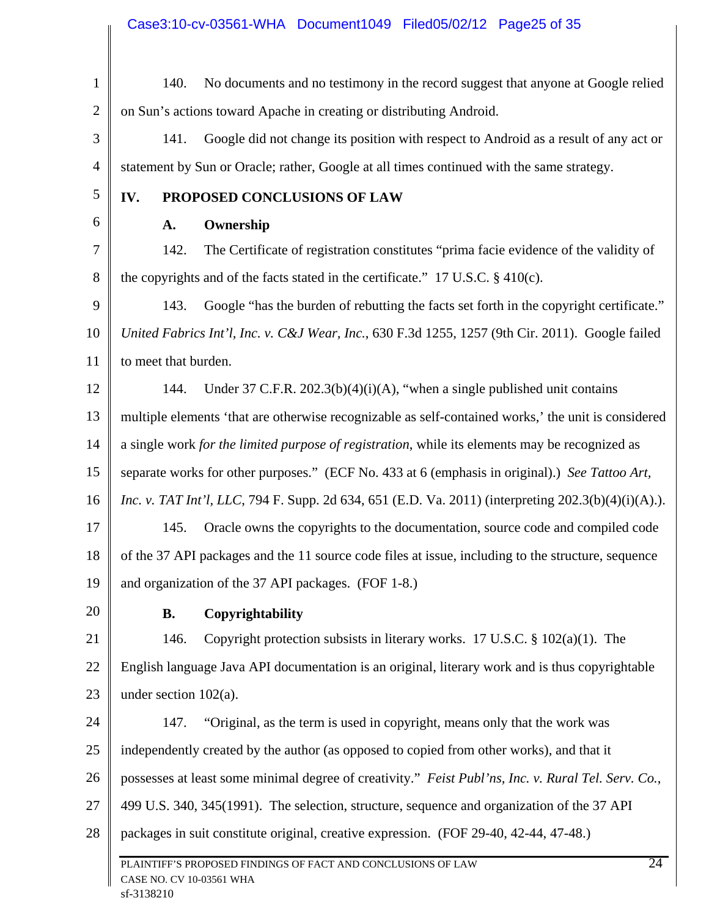140. No documents and no testimony in the record suggest that anyone at Google relied on Sun's actions toward Apache in creating or distributing Android.

141. Google did not change its position with respect to Android as a result of any act or statement by Sun or Oracle; rather, Google at all times continued with the same strategy.

## IV. PROPOSED CONCLUSIONS OF LAW

### A. Ownership

142. The Certificate of registration constitutes "prima facie evidence of the validity of the copyrights and of the facts stated in the certificate." 17 U.S.C. § 410(c).

143. Google "has the burden of rebutting the facts set forth in the copyright certificate." *United Fabrics Int'l, Inc. v. C&J Wear, Inc.*, 630 F.3d 1255, 1257 (9th Cir. 2011). Google failed to meet that burden.

144. Under 37 C.F.R. 202.3(b)(4)(i)(A), "when a single published unit contains multiple elements 'that are otherwise recognizable as self-contained works,' the unit is considered a single work *for the limited purpose of registration*, while its elements may be recognized as separate works for other purposes." (ECF No. 433 at 6 (emphasis in original).) *See Tattoo Art, Inc. v. TAT Int'l, LLC*, 794 F. Supp. 2d 634, 651 (E.D. Va. 2011) (interpreting 202.3(b)(4)(i)(A).).

145. Oracle owns the copyrights to the documentation, source code and compiled code of the 37 API packages and the 11 source code files at issue, including to the structure, sequence and organization of the 37 API packages. (FOF 1-8.)

### B. Copyrightability

146. Copyright protection subsists in literary works. 17 U.S.C. § 102(a)(1). The English language Java API documentation is an original, literary work and is thus copyrightable under section 102(a).

147. "Original, as the term is used in copyright, means only that the work was independently created by the author (as opposed to copied from other works), and that it possesses at least some minimal degree of creativity." *Feist Publ'ns, Inc. v. Rural Tel. Serv. Co.*, 499 U.S. 340, 345(1991). The selection, structure, sequence and organization of the 37 API packages in suit constitute original, creative expression. (FOF 29-40, 42-44, 47-48.)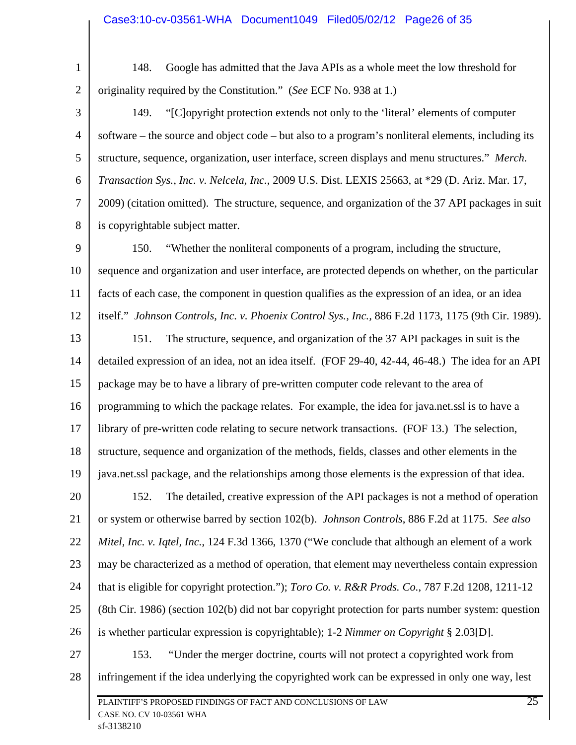148. Google has admitted that the Java APIs as a whole meet the low threshold for originality required by the Constitution." (*See* ECF No. 938 at 1.)

149. "[C]opyright protection extends not only to the 'literal' elements of computer software – the source and object code – but also to a program's nonliteral elements, including its structure, sequence, organization, user interface, screen displays and menu structures." *Merch. Transaction Sys., Inc. v. Nelcela, Inc.*, 2009 U.S. Dist. LEXIS 25663, at *29 (D. Ariz. Mar. 17, 2009) (citation omitted). The structure, sequence, and organization of the 37 API packages in suit is copyrightable subject matter.

150. "Whether the nonliteral components of a program, including the structure, sequence and organization and user interface, are protected depends on whether, on the particular facts of each case, the component in question qualifies as the expression of an idea, or an idea itself." *Johnson Controls, Inc. v. Phoenix Control Sys., Inc.*, 886 F.2d 1173, 1175 (9th Cir. 1989).

151. The structure, sequence, and organization of the 37 API packages in suit is the detailed expression of an idea, not an idea itself. (FOF 29-40, 42-44, 46-48.) The idea for an API package may be to have a library of pre-written computer code relevant to the area of programming to which the package relates. For example, the idea for java.net.ssl is to have a library of pre-written code relating to secure network transactions. (FOF 13.) The selection, structure, sequence and organization of the methods, fields, classes and other elements in the java.net.ssl package, and the relationships among those elements is the expression of that idea.

152. The detailed, creative expression of the API packages is not a method of operation or system or otherwise barred by section 102(b). *Johnson Controls*, 886 F.2d at 1175. *See also Mitel, Inc. v. Iqtel, Inc.*, 124 F.3d 1366, 1370 ("We conclude that although an element of a work may be characterized as a method of operation, that element may nevertheless contain expression that is eligible for copyright protection."); *Toro Co. v. R&R Prods. Co.*, 787 F.2d 1208, 1211-12 (8th Cir. 1986) (section 102(b) did not bar copyright protection for parts number system: question is whether particular expression is copyrightable); 1-2 *Nimmer on Copyright* § 2.03[D].

153. "Under the merger doctrine, courts will not protect a copyrighted work from infringement if the idea underlying the copyrighted work can be expressed in only one way, lest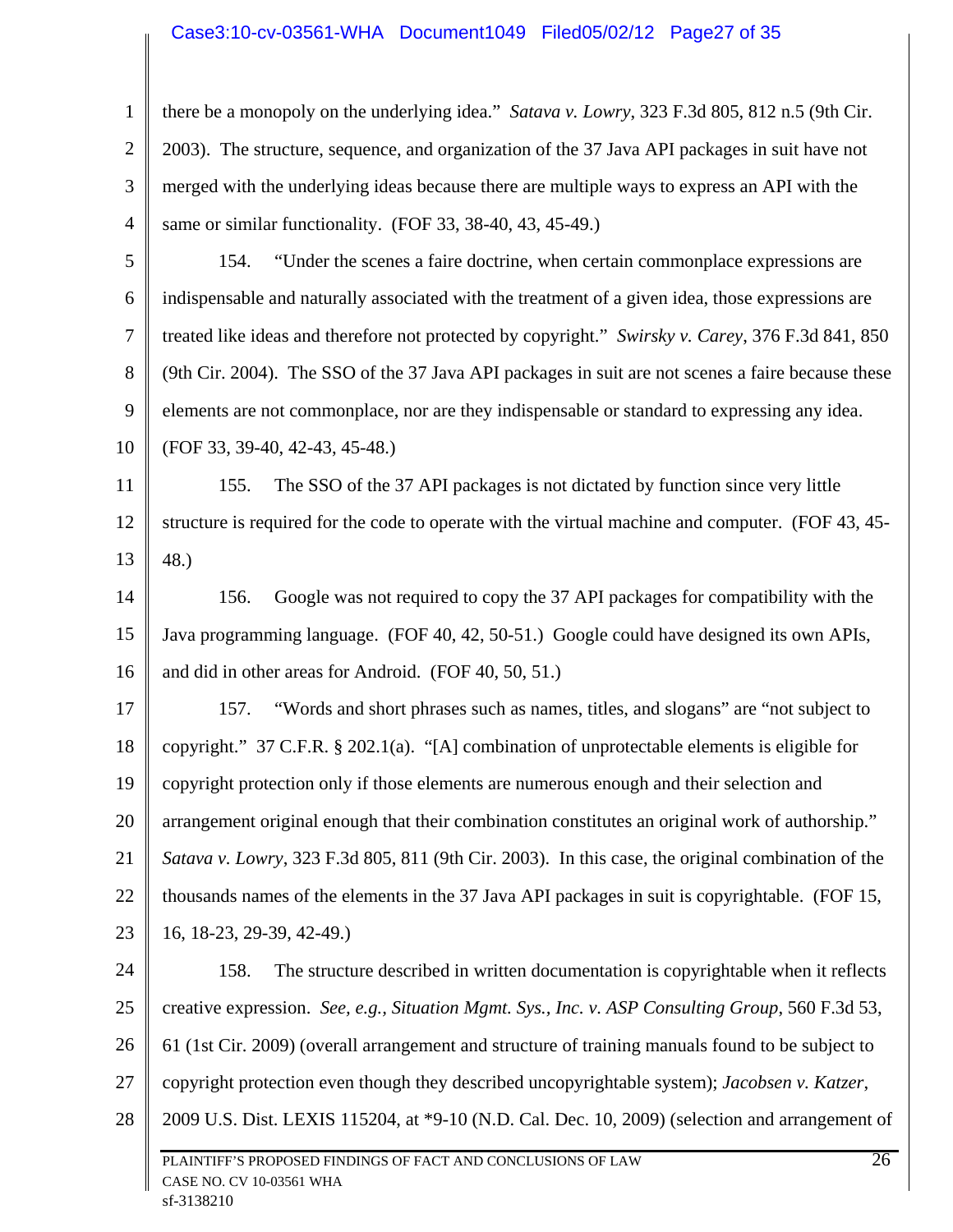there be a monopoly on the underlying idea." *Satava v. Lowry*, 323 F.3d 805, 812 n.5 (9th Cir. 2003). The structure, sequence, and organization of the 37 Java API packages in suit have not merged with the underlying ideas because there are multiple ways to express an API with the same or similar functionality. (FOF 33, 38-40, 43, 45-49.)

154. "Under the scenes a faire doctrine, when certain commonplace expressions are indispensable and naturally associated with the treatment of a given idea, those expressions are treated like ideas and therefore not protected by copyright." *Swirsky v. Carey*, 376 F.3d 841, 850 (9th Cir. 2004). The SSO of the 37 Java API packages in suit are not scenes a faire because these elements are not commonplace, nor are they indispensable or standard to expressing any idea. (FOF 33, 39-40, 42-43, 45-48.)

155. The SSO of the 37 API packages is not dictated by function since very little structure is required for the code to operate with the virtual machine and computer. (FOF 43, 45-48.)

156. Google was not required to copy the 37 API packages for compatibility with the Java programming language. (FOF 40, 42, 50-51.) Google could have designed its own APIs, and did in other areas for Android. (FOF 40, 50, 51.)

157. "Words and short phrases such as names, titles, and slogans" are "not subject to copyright." 37 C.F.R. § 202.1(a). "[A] combination of unprotectable elements is eligible for copyright protection only if those elements are numerous enough and their selection and arrangement original enough that their combination constitutes an original work of authorship." *Satava v. Lowry*, 323 F.3d 805, 811 (9th Cir. 2003). In this case, the original combination of the thousands names of the elements in the 37 Java API packages in suit is copyrightable. (FOF 15, 16, 18-23, 29-39, 42-49.)

158. The structure described in written documentation is copyrightable when it reflects creative expression. *See, e.g., Situation Mgmt. Sys., Inc. v. ASP Consulting Group*, 560 F.3d 53, 61 (1st Cir. 2009) (overall arrangement and structure of training manuals found to be subject to copyright protection even though they described uncopyrightable system); *Jacobsen v. Katzer*, 2009 U.S. Dist. LEXIS 115204, at *9-10 (N.D. Cal. Dec. 10, 2009) (selection and arrangement of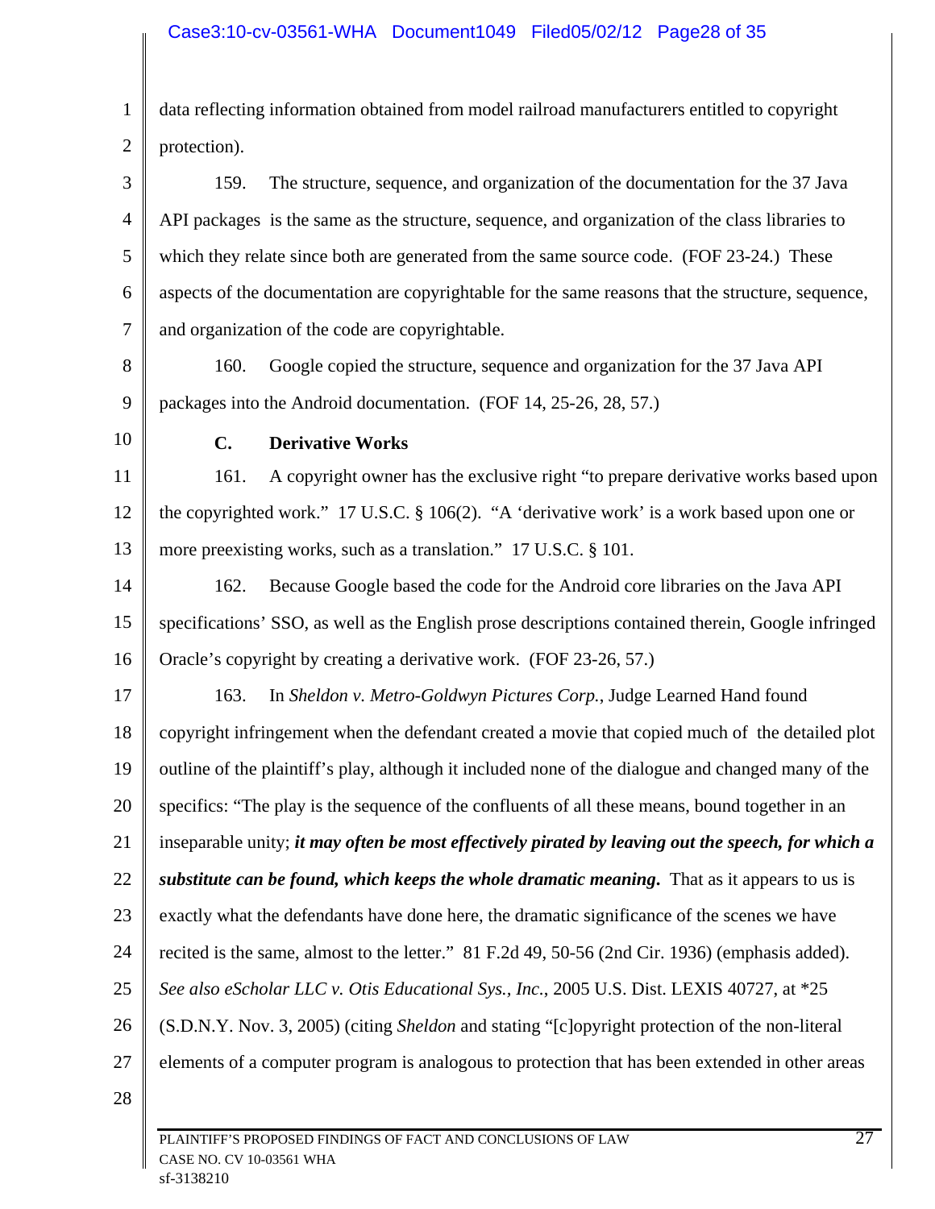data reflecting information obtained from model railroad manufacturers entitled to copyright protection).

159. The structure, sequence, and organization of the documentation for the 37 Java API packages is the same as the structure, sequence, and organization of the class libraries to which they relate since both are generated from the same source code. (FOF 23-24.) These aspects of the documentation are copyrightable for the same reasons that the structure, sequence, and organization of the code are copyrightable.

160. Google copied the structure, sequence and organization for the 37 Java API packages into the Android documentation. (FOF 14, 25-26, 28, 57.)

### C. Derivative Works

161. A copyright owner has the exclusive right "to prepare derivative works based upon the copyrighted work." 17 U.S.C. § 106(2). "A 'derivative work' is a work based upon one or more preexisting works, such as a translation." 17 U.S.C. § 101.

162. Because Google based the code for the Android core libraries on the Java API specifications' SSO, as well as the English prose descriptions contained therein, Google infringed Oracle's copyright by creating a derivative work. (FOF 23-26, 57.)

163. In *Sheldon v. Metro-Goldwyn Pictures Corp.*, Judge Learned Hand found copyright infringement when the defendant created a movie that copied much of the detailed plot outline of the plaintiff's play, although it included none of the dialogue and changed many of the specifics: "The play is the sequence of the confluents of all these means, bound together in an inseparable unity; ***it may often be most effectively pirated by leaving out the speech, for which a substitute can be found, which keeps the whole dramatic meaning***. That as it appears to us is exactly what the defendants have done here, the dramatic significance of the scenes we have recited is the same, almost to the letter." 81 F.2d 49, 50-56 (2nd Cir. 1936) (emphasis added). *See also eScholar LLC v. Otis Educational Sys., Inc.*, 2005 U.S. Dist. LEXIS 40727, at *25 (S.D.N.Y. Nov. 3, 2005) (citing *Sheldon* and stating "[c]opyright protection of the non-literal elements of a computer program is analogous to protection that has been extended in other areas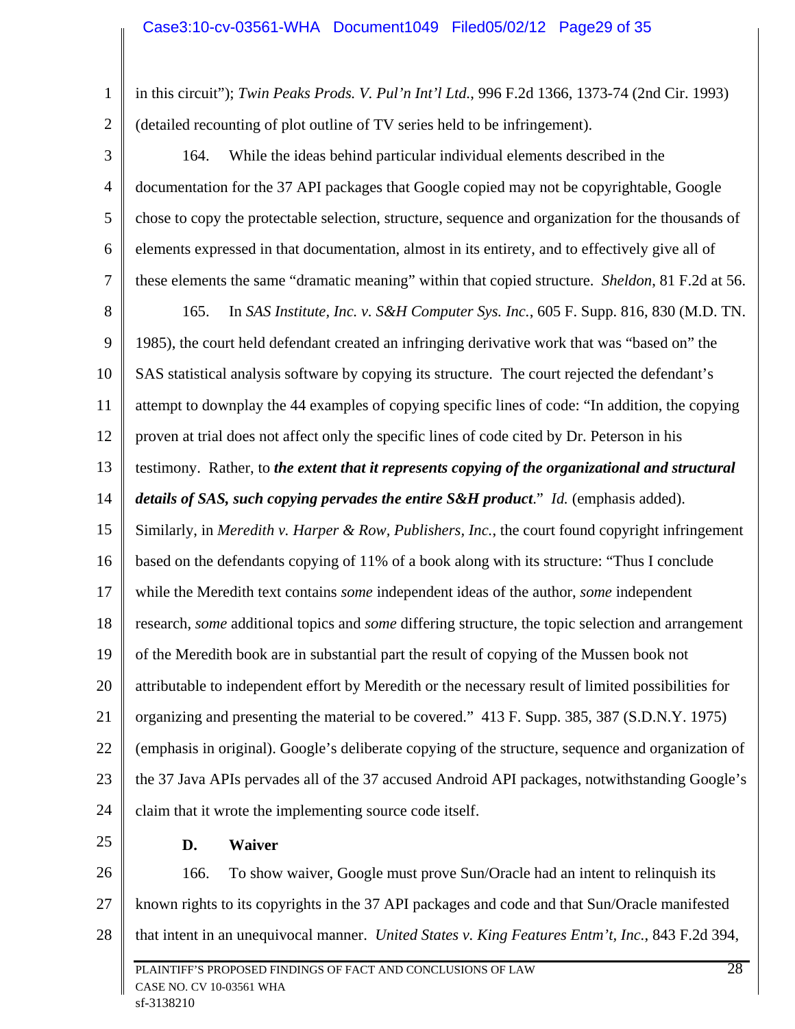in this circuit"); *Twin Peaks Prods. V. Pul'n Int'l Ltd.*, 996 F.2d 1366, 1373-74 (2nd Cir. 1993) (detailed recounting of plot outline of TV series held to be infringement).

164. While the ideas behind particular individual elements described in the documentation for the 37 API packages that Google copied may not be copyrightable, Google chose to copy the protectable selection, structure, sequence and organization for the thousands of elements expressed in that documentation, almost in its entirety, and to effectively give all of these elements the same "dramatic meaning" within that copied structure. *Sheldon*, 81 F.2d at 56.

165. In *SAS Institute, Inc. v. S&H Computer Sys. Inc.*, 605 F. Supp. 816, 830 (M.D. TN. 1985), the court held defendant created an infringing derivative work that was "based on" the SAS statistical analysis software by copying its structure. The court rejected the defendant's attempt to downplay the 44 examples of copying specific lines of code: "In addition, the copying proven at trial does not affect only the specific lines of code cited by Dr. Peterson in his testimony. Rather, to ***the extent that it represents copying of the organizational and structural details of SAS, such copying pervades the entire S&H product***." *Id.* (emphasis added). Similarly, in *Meredith v. Harper & Row, Publishers, Inc.*, the court found copyright infringement based on the defendants copying of 11% of a book along with its structure: "Thus I conclude while the Meredith text contains *some* independent ideas of the author, *some* independent research, *some* additional topics and *some* differing structure, the topic selection and arrangement of the Meredith book are in substantial part the result of copying of the Mussen book not attributable to independent effort by Meredith or the necessary result of limited possibilities for organizing and presenting the material to be covered." 413 F. Supp. 385, 387 (S.D.N.Y. 1975) (emphasis in original). Google's deliberate copying of the structure, sequence and organization of the 37 Java APIs pervades all of the 37 accused Android API packages, notwithstanding Google's claim that it wrote the implementing source code itself.

### D. Waiver

166. To show waiver, Google must prove Sun/Oracle had an intent to relinquish its known rights to its copyrights in the 37 API packages and code and that Sun/Oracle manifested that intent in an unequivocal manner. *United States v. King Features Entm't, Inc.*, 843 F.2d 394,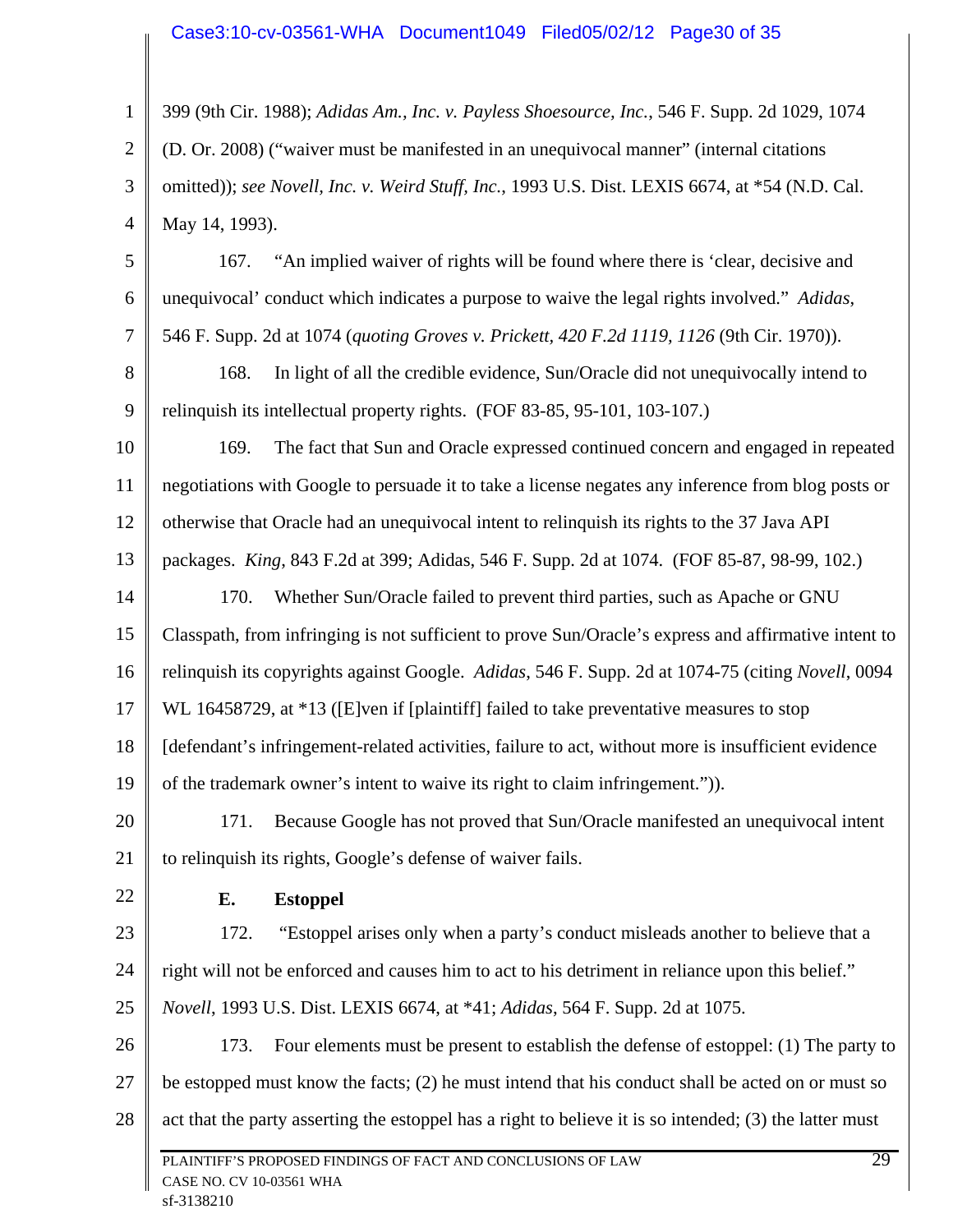399 (9th Cir. 1988); *Adidas Am., Inc. v. Payless Shoesource, Inc.*, 546 F. Supp. 2d 1029, 1074 (D. Or. 2008) ("waiver must be manifested in an unequivocal manner" (internal citations omitted)); *see Novell, Inc. v. Weird Stuff, Inc.*, 1993 U.S. Dist. LEXIS 6674, at *54 (N.D. Cal. May 14, 1993).

167. "An implied waiver of rights will be found where there is 'clear, decisive and unequivocal' conduct which indicates a purpose to waive the legal rights involved." *Adidas*, 546 F. Supp. 2d at 1074 (*quoting Groves v. Prickett, 420 F.2d 1119, 1126* (9th Cir. 1970)).

168. In light of all the credible evidence, Sun/Oracle did not unequivocally intend to relinquish its intellectual property rights. (FOF 83-85, 95-101, 103-107.)

169. The fact that Sun and Oracle expressed continued concern and engaged in repeated negotiations with Google to persuade it to take a license negates any inference from blog posts or otherwise that Oracle had an unequivocal intent to relinquish its rights to the 37 Java API packages. *King*, 843 F.2d at 399; Adidas, 546 F. Supp. 2d at 1074. (FOF 85-87, 98-99, 102.)

170. Whether Sun/Oracle failed to prevent third parties, such as Apache or GNU Classpath, from infringing is not sufficient to prove Sun/Oracle's express and affirmative intent to relinquish its copyrights against Google. *Adidas*, 546 F. Supp. 2d at 1074-75 (citing *Novell*, 0094 WL 16458729, at *13 ([E]ven if [plaintiff] failed to take preventative measures to stop [defendant's infringement-related activities, failure to act, without more is insufficient evidence of the trademark owner's intent to waive its right to claim infringement.")).

171. Because Google has not proved that Sun/Oracle manifested an unequivocal intent to relinquish its rights, Google's defense of waiver fails.

### E. Estoppel

172. "Estoppel arises only when a party's conduct misleads another to believe that a right will not be enforced and causes him to act to his detriment in reliance upon this belief." *Novell*, 1993 U.S. Dist. LEXIS 6674, at *41; *Adidas*, 564 F. Supp. 2d at 1075.

173. Four elements must be present to establish the defense of estoppel: (1) The party to be estopped must know the facts; (2) he must intend that his conduct shall be acted on or must so act that the party asserting the estoppel has a right to believe it is so intended; (3) the latter must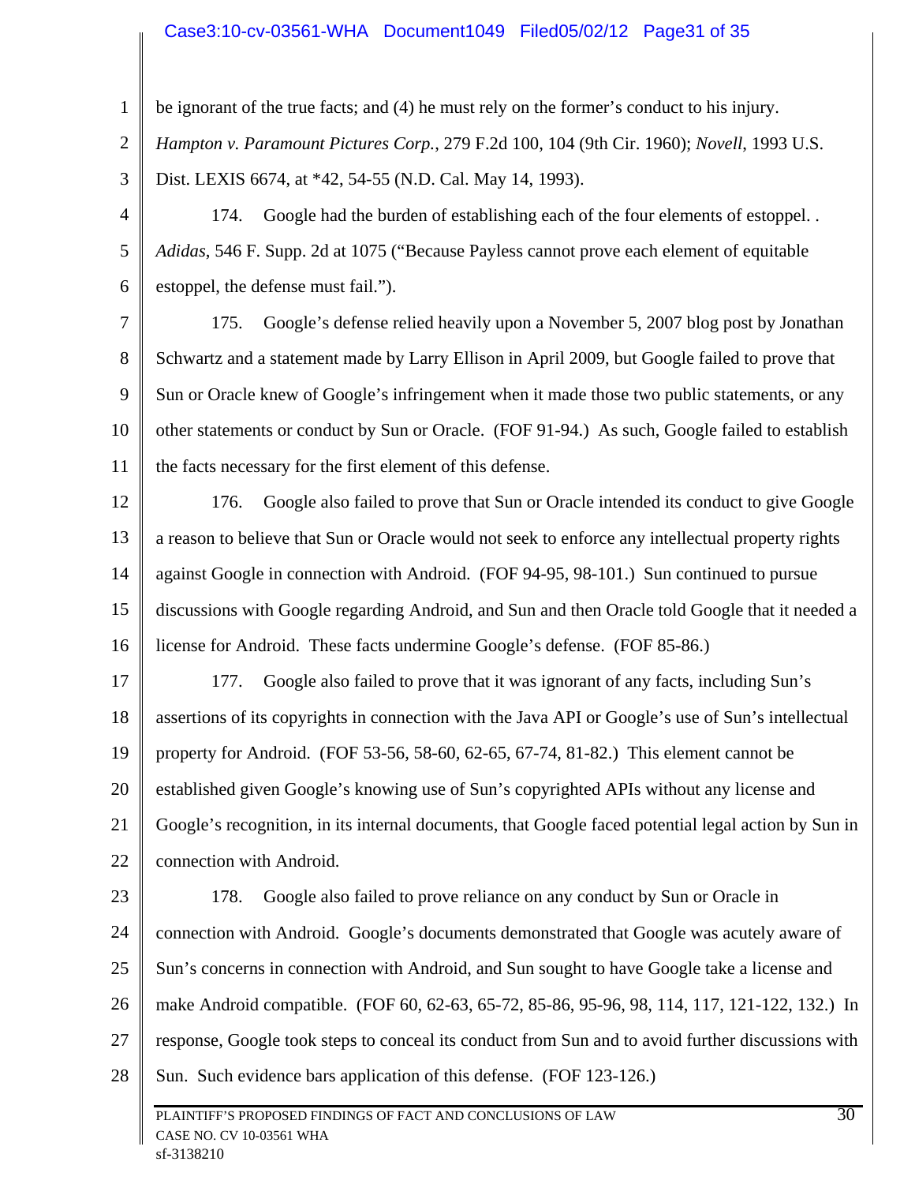be ignorant of the true facts; and (4) he must rely on the former's conduct to his injury. *Hampton v. Paramount Pictures Corp.*, 279 F.2d 100, 104 (9th Cir. 1960); *Novell*, 1993 U.S. Dist. LEXIS 6674, at *42, 54-55 (N.D. Cal. May 14, 1993).

174. Google had the burden of establishing each of the four elements of estoppel. . *Adidas*, 546 F. Supp. 2d at 1075 ("Because Payless cannot prove each element of equitable estoppel, the defense must fail.").

175. Google's defense relied heavily upon a November 5, 2007 blog post by Jonathan Schwartz and a statement made by Larry Ellison in April 2009, but Google failed to prove that Sun or Oracle knew of Google's infringement when it made those two public statements, or any other statements or conduct by Sun or Oracle. (FOF 91-94.) As such, Google failed to establish the facts necessary for the first element of this defense.

176. Google also failed to prove that Sun or Oracle intended its conduct to give Google a reason to believe that Sun or Oracle would not seek to enforce any intellectual property rights against Google in connection with Android. (FOF 94-95, 98-101.) Sun continued to pursue discussions with Google regarding Android, and Sun and then Oracle told Google that it needed a license for Android. These facts undermine Google's defense. (FOF 85-86.)

177. Google also failed to prove that it was ignorant of any facts, including Sun's assertions of its copyrights in connection with the Java API or Google's use of Sun's intellectual property for Android. (FOF 53-56, 58-60, 62-65, 67-74, 81-82.) This element cannot be established given Google's knowing use of Sun's copyrighted APIs without any license and Google's recognition, in its internal documents, that Google faced potential legal action by Sun in connection with Android.

178. Google also failed to prove reliance on any conduct by Sun or Oracle in connection with Android. Google's documents demonstrated that Google was acutely aware of Sun's concerns in connection with Android, and Sun sought to have Google take a license and make Android compatible. (FOF 60, 62-63, 65-72, 85-86, 95-96, 98, 114, 117, 121-122, 132.) In response, Google took steps to conceal its conduct from Sun and to avoid further discussions with Sun. Such evidence bars application of this defense. (FOF 123-126.)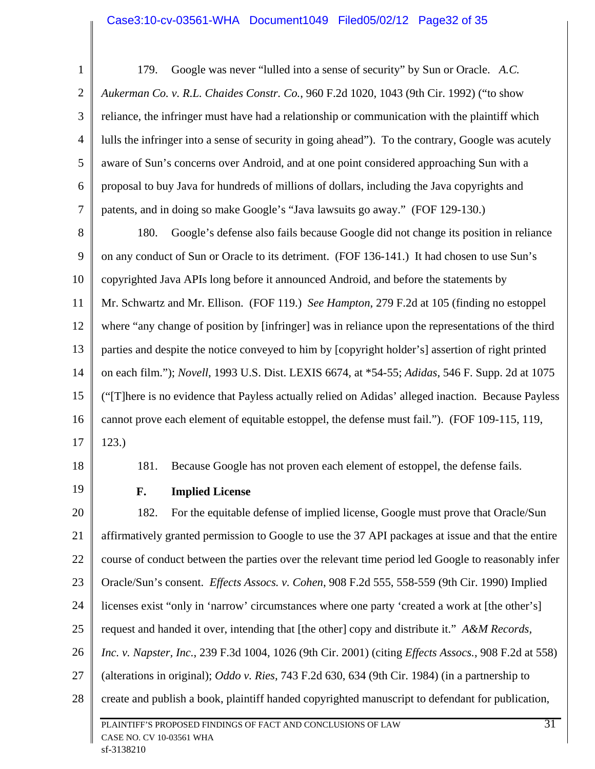179. Google was never "lulled into a sense of security" by Sun or Oracle. *A.C. Aukerman Co. v. R.L. Chaides Constr. Co.*, 960 F.2d 1020, 1043 (9th Cir. 1992) ("to show reliance, the infringer must have had a relationship or communication with the plaintiff which lulls the infringer into a sense of security in going ahead"). To the contrary, Google was acutely aware of Sun's concerns over Android, and at one point considered approaching Sun with a proposal to buy Java for hundreds of millions of dollars, including the Java copyrights and patents, and in doing so make Google's "Java lawsuits go away." (FOF 129-130.)

180. Google's defense also fails because Google did not change its position in reliance on any conduct of Sun or Oracle to its detriment. (FOF 136-141.) It had chosen to use Sun's copyrighted Java APIs long before it announced Android, and before the statements by Mr. Schwartz and Mr. Ellison. (FOF 119.) *See Hampton*, 279 F.2d at 105 (finding no estoppel where "any change of position by [infringer] was in reliance upon the representations of the third parties and despite the notice conveyed to him by [copyright holder's] assertion of right printed on each film."); *Novell*, 1993 U.S. Dist. LEXIS 6674, at *54-55; *Adidas*, 546 F. Supp. 2d at 1075 ("[T]here is no evidence that Payless actually relied on Adidas' alleged inaction. Because Payless cannot prove each element of equitable estoppel, the defense must fail."). (FOF 109-115, 119, 123.)

181. Because Google has not proven each element of estoppel, the defense fails.

### F. Implied License

182. For the equitable defense of implied license, Google must prove that Oracle/Sun affirmatively granted permission to Google to use the 37 API packages at issue and that the entire course of conduct between the parties over the relevant time period led Google to reasonably infer Oracle/Sun's consent. *Effects Assocs. v. Cohen*, 908 F.2d 555, 558-559 (9th Cir. 1990) Implied licenses exist "only in 'narrow' circumstances where one party 'created a work at [the other's] request and handed it over, intending that [the other] copy and distribute it." *A&M Records, Inc. v. Napster, Inc.*, 239 F.3d 1004, 1026 (9th Cir. 2001) (citing *Effects Assocs.*, 908 F.2d at 558) (alterations in original); *Oddo v. Ries*, 743 F.2d 630, 634 (9th Cir. 1984) (in a partnership to create and publish a book, plaintiff handed copyrighted manuscript to defendant for publication,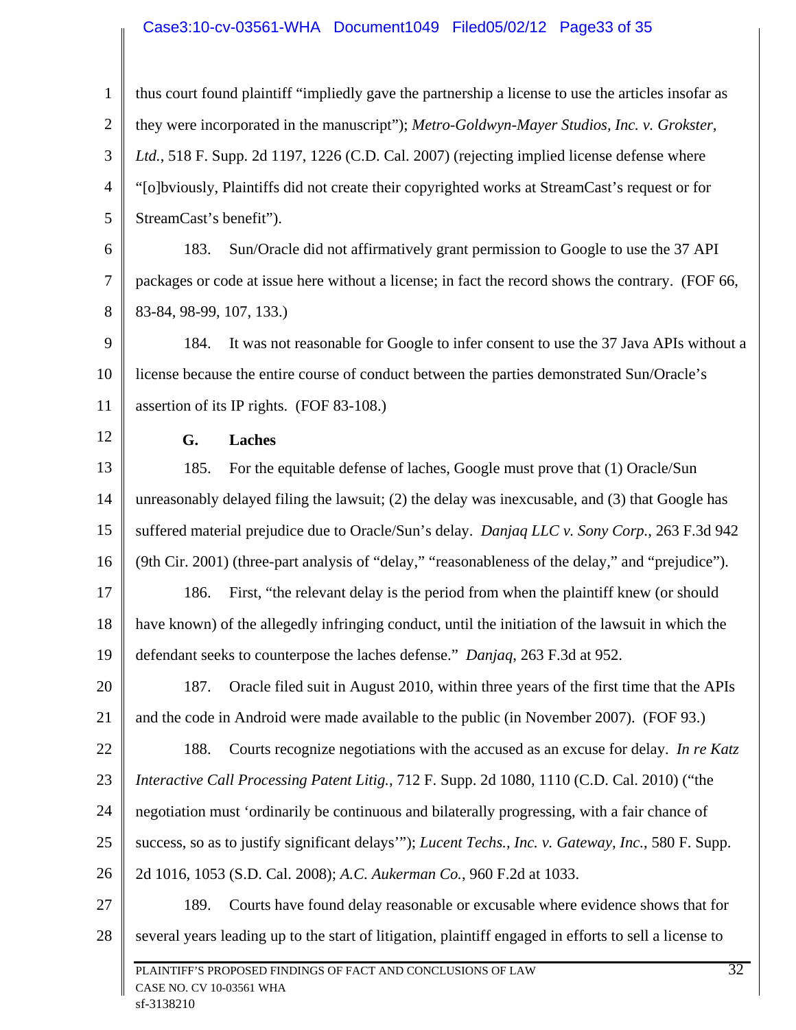thus court found plaintiff "impliedly gave the partnership a license to use the articles insofar as they were incorporated in the manuscript"); *Metro-Goldwyn-Mayer Studios, Inc. v. Grokster, Ltd.*, 518 F. Supp. 2d 1197, 1226 (C.D. Cal. 2007) (rejecting implied license defense where "[o]bviously, Plaintiffs did not create their copyrighted works at StreamCast's request or for StreamCast's benefit").

183. Sun/Oracle did not affirmatively grant permission to Google to use the 37 API packages or code at issue here without a license; in fact the record shows the contrary. (FOF 66, 83-84, 98-99, 107, 133.)

184. It was not reasonable for Google to infer consent to use the 37 Java APIs without a license because the entire course of conduct between the parties demonstrated Sun/Oracle's assertion of its IP rights. (FOF 83-108.)

**G. Laches**

185. For the equitable defense of laches, Google must prove that (1) Oracle/Sun unreasonably delayed filing the lawsuit; (2) the delay was inexcusable, and (3) that Google has suffered material prejudice due to Oracle/Sun's delay. *Danjaq LLC v. Sony Corp.*, 263 F.3d 942 (9th Cir. 2001) (three-part analysis of "delay," "reasonableness of the delay," and "prejudice").

186. First, "the relevant delay is the period from when the plaintiff knew (or should have known) of the allegedly infringing conduct, until the initiation of the lawsuit in which the defendant seeks to counterpose the laches defense." *Danjaq*, 263 F.3d at 952.

187. Oracle filed suit in August 2010, within three years of the first time that the APIs and the code in Android were made available to the public (in November 2007). (FOF 93.)

188. Courts recognize negotiations with the accused as an excuse for delay. *In re Katz Interactive Call Processing Patent Litig.*, 712 F. Supp. 2d 1080, 1110 (C.D. Cal. 2010) ("the negotiation must 'ordinarily be continuous and bilaterally progressing, with a fair chance of success, so as to justify significant delays'"); *Lucent Techs., Inc. v. Gateway, Inc.*, 580 F. Supp. 2d 1016, 1053 (S.D. Cal. 2008); *A.C. Aukerman Co.*, 960 F.2d at 1033.

189. Courts have found delay reasonable or excusable where evidence shows that for several years leading up to the start of litigation, plaintiff engaged in efforts to sell a license to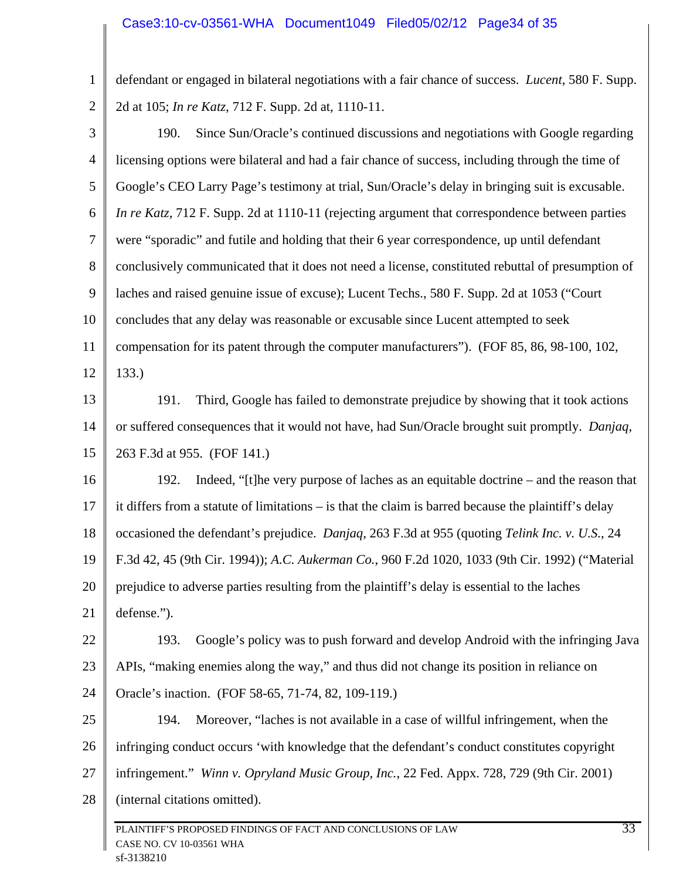defendant or engaged in bilateral negotiations with a fair chance of success. *Lucent*, 580 F. Supp. 2d at 105; *In re Katz*, 712 F. Supp. 2d at, 1110-11.

190. Since Sun/Oracle's continued discussions and negotiations with Google regarding licensing options were bilateral and had a fair chance of success, including through the time of Google's CEO Larry Page's testimony at trial, Sun/Oracle's delay in bringing suit is excusable. *In re Katz*, 712 F. Supp. 2d at 1110-11 (rejecting argument that correspondence between parties were "sporadic" and futile and holding that their 6 year correspondence, up until defendant conclusively communicated that it does not need a license, constituted rebuttal of presumption of laches and raised genuine issue of excuse); Lucent Techs., 580 F. Supp. 2d at 1053 ("Court concludes that any delay was reasonable or excusable since Lucent attempted to seek compensation for its patent through the computer manufacturers"). (FOF 85, 86, 98-100, 102, 133.)

191. Third, Google has failed to demonstrate prejudice by showing that it took actions or suffered consequences that it would not have, had Sun/Oracle brought suit promptly. *Danjaq*, 263 F.3d at 955. (FOF 141.)

192. Indeed, "[t]he very purpose of laches as an equitable doctrine – and the reason that it differs from a statute of limitations – is that the claim is barred because the plaintiff's delay occasioned the defendant's prejudice. *Danjaq*, 263 F.3d at 955 (quoting *Telink Inc. v. U.S.*, 24 F.3d 42, 45 (9th Cir. 1994)); *A.C. Aukerman Co.*, 960 F.2d 1020, 1033 (9th Cir. 1992) ("Material prejudice to adverse parties resulting from the plaintiff's delay is essential to the laches defense.").

193. Google's policy was to push forward and develop Android with the infringing Java APIs, "making enemies along the way," and thus did not change its position in reliance on Oracle's inaction. (FOF 58-65, 71-74, 82, 109-119.)

194. Moreover, "laches is not available in a case of willful infringement, when the infringing conduct occurs 'with knowledge that the defendant's conduct constitutes copyright infringement." *Winn v. Opryland Music Group, Inc.*, 22 Fed. Appx. 728, 729 (9th Cir. 2001) (internal citations omitted).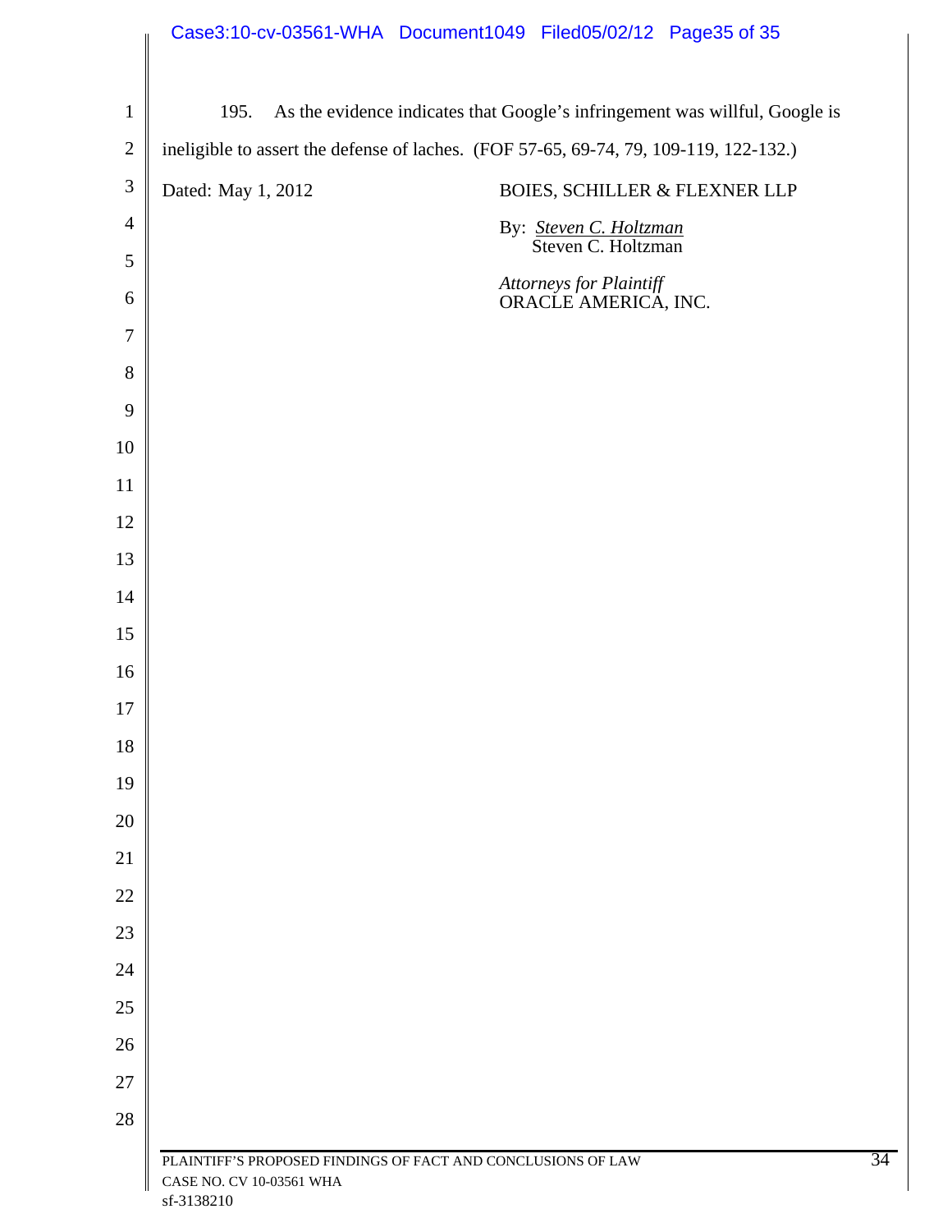195. As the evidence indicates that Google's infringement was willful, Google is ineligible to assert the defense of laches. (FOF 57-65, 69-74, 79, 109-119, 122-132.)

Dated: May 1, 2012

BOIES, SCHILLER & FLEXNER LLP

By: *Steven C. Holtzman*
Steven C. Holtzman

*Attorneys for Plaintiff*
ORACLE AMERICA, INC.